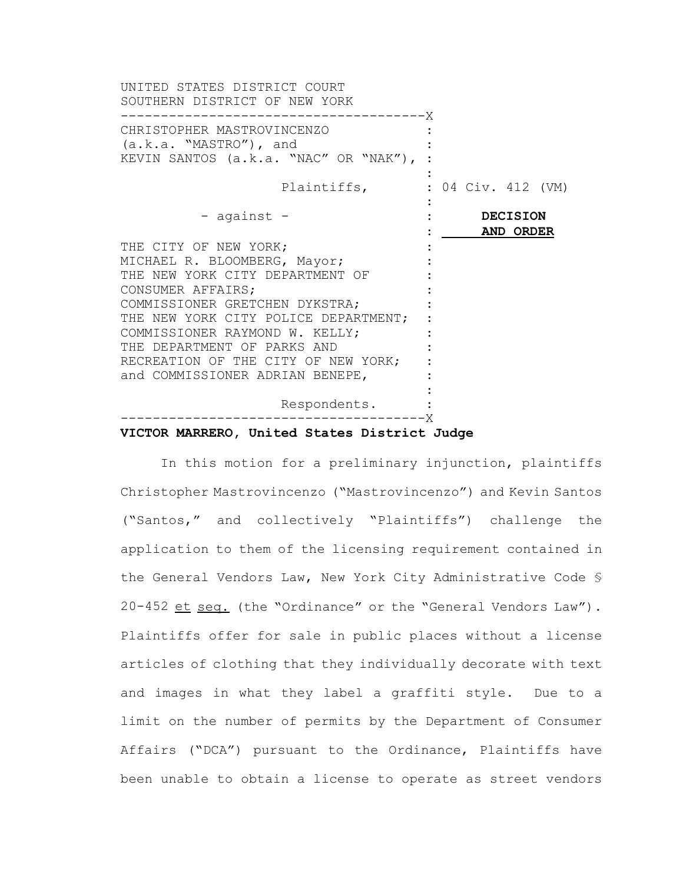UNITED STATES DISTRICT COURT
SOUTHERN DISTRICT OF NEW YORK

---

CHRISTOPHER MASTROVINCENZO (a.k.a. "MASTRO"), and KEVIN SANTOS (a.k.a. "NAC" OR "NAK"),

Plaintiffs,

- against -

THE CITY OF NEW YORK; MICHAEL R. BLOOMBERG, Mayor; THE NEW YORK CITY DEPARTMENT OF CONSUMER AFFAIRS; COMMISSIONER GRETCHEN DYKSTRA; THE NEW YORK CITY POLICE DEPARTMENT; COMMISSIONER RAYMOND W. KELLY; THE DEPARTMENT OF PARKS AND RECREATION OF THE CITY OF NEW YORK; and COMMISSIONER ADRIAN BENEPE,

Respondents.

04 Civ. 412 (VM)

**DECISION AND ORDER**

---

**VICTOR MARRERO, United States District Judge**

In this motion for a preliminary injunction, plaintiffs Christopher Mastrovincenzo ("Mastrovincenzo") and Kevin Santos ("Santos," and collectively "Plaintiffs") challenge the application to them of the licensing requirement contained in the General Vendors Law, New York City Administrative Code § 20-452 et seq. (the "Ordinance" or the "General Vendors Law"). Plaintiffs offer for sale in public places without a license articles of clothing that they individually decorate with text and images in what they label a graffiti style. Due to a limit on the number of permits by the Department of Consumer Affairs ("DCA") pursuant to the Ordinance, Plaintiffs have been unable to obtain a license to operate as street vendors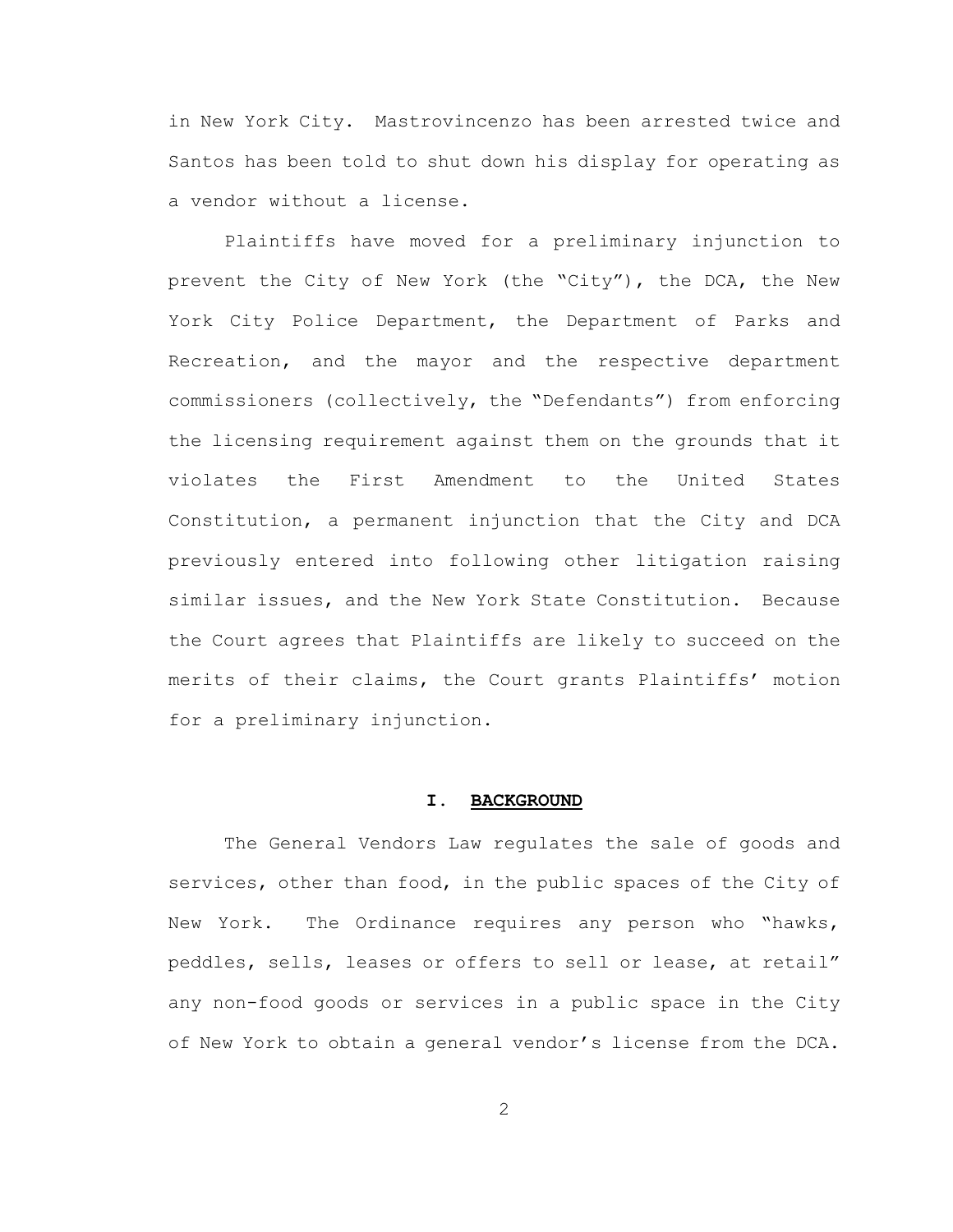in New York City. Mastrovincenzo has been arrested twice and Santos has been told to shut down his display for operating as a vendor without a license.

Plaintiffs have moved for a preliminary injunction to prevent the City of New York (the "City"), the DCA, the New York City Police Department, the Department of Parks and Recreation, and the mayor and the respective department commissioners (collectively, the "Defendants") from enforcing the licensing requirement against them on the grounds that it violates the First Amendment to the United States Constitution, a permanent injunction that the City and DCA previously entered into following other litigation raising similar issues, and the New York State Constitution. Because the Court agrees that Plaintiffs are likely to succeed on the merits of their claims, the Court grants Plaintiffs' motion for a preliminary injunction.

## I. BACKGROUND

The General Vendors Law regulates the sale of goods and services, other than food, in the public spaces of the City of New York. The Ordinance requires any person who "hawks, peddles, sells, leases or offers to sell or lease, at retail" any non-food goods or services in a public space in the City of New York to obtain a general vendor's license from the DCA.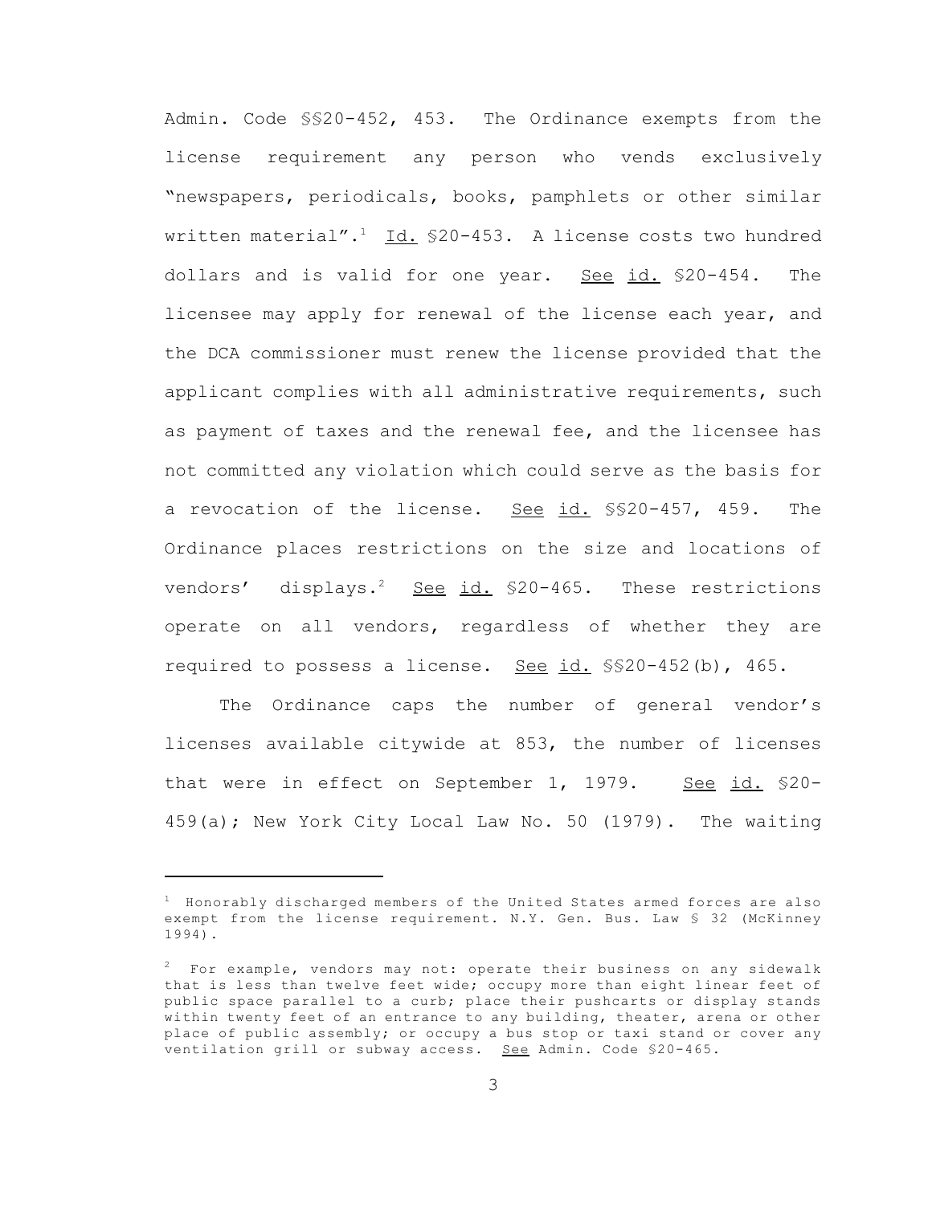Admin. Code §§20-452, 453. The Ordinance exempts from the license requirement any person who vends exclusively "newspapers, periodicals, books, pamphlets or other similar written material".[1] Id. §20-453. A license costs two hundred dollars and is valid for one year. See id. §20-454. The licensee may apply for renewal of the license each year, and the DCA commissioner must renew the license provided that the applicant complies with all administrative requirements, such as payment of taxes and the renewal fee, and the licensee has not committed any violation which could serve as the basis for a revocation of the license. See id. §§20-457, 459. The Ordinance places restrictions on the size and locations of vendors' displays.[2] See id. §20-465. These restrictions operate on all vendors, regardless of whether they are required to possess a license. See id. §§20-452(b), 465.

The Ordinance caps the number of general vendor's licenses available citywide at 853, the number of licenses that were in effect on September 1, 1979. See id. §20-459(a); New York City Local Law No. 50 (1979). The waiting

---

[1] Honorably discharged members of the United States armed forces are also exempt from the license requirement. N.Y. Gen. Bus. Law § 32 (McKinney 1994).

[2] For example, vendors may not: operate their business on any sidewalk that is less than twelve feet wide; occupy more than eight linear feet of public space parallel to a curb; place their pushcarts or display stands within twenty feet of an entrance to any building, theater, arena or other place of public assembly; or occupy a bus stop or taxi stand or cover any ventilation grill or subway access. See Admin. Code §20-465.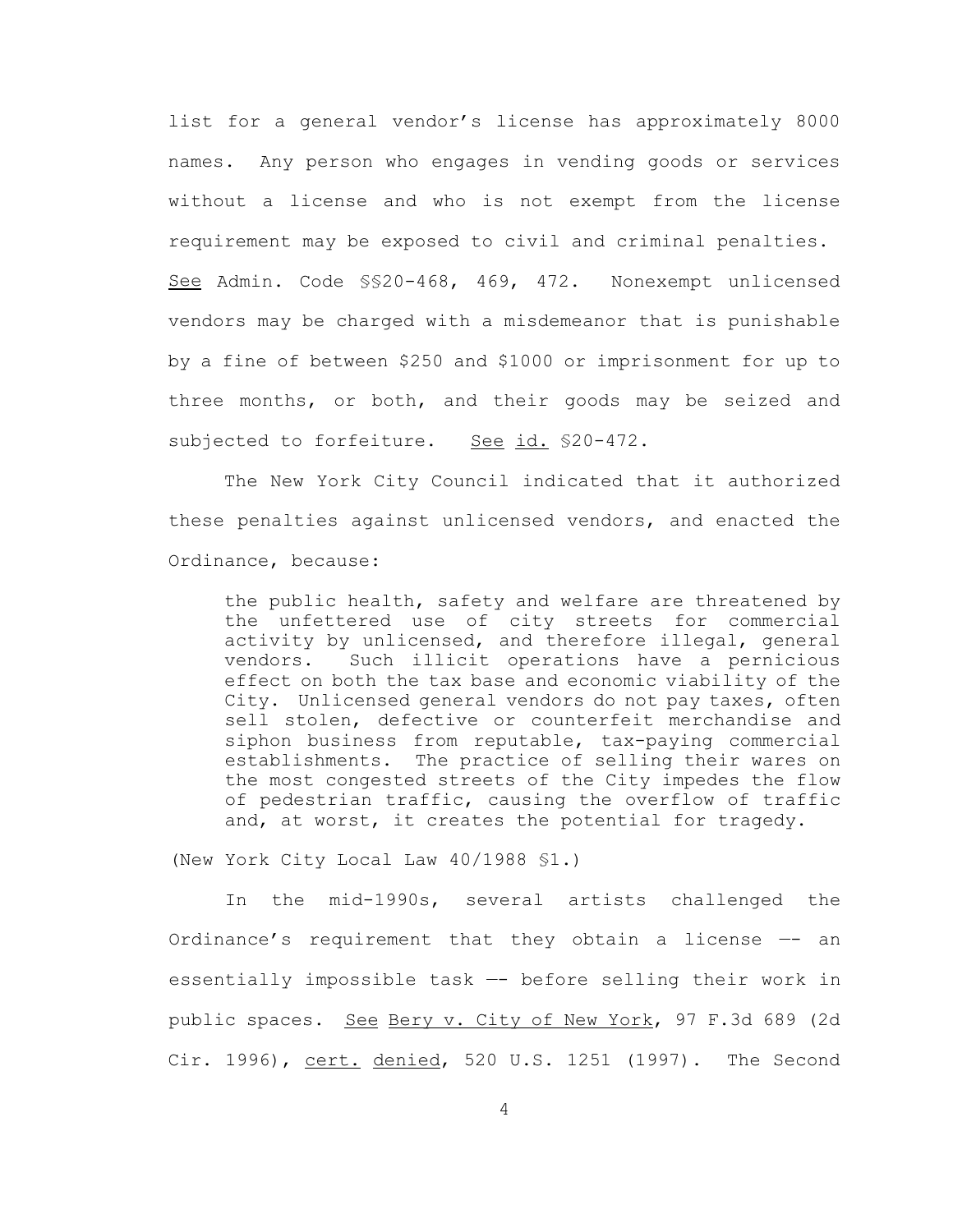list for a general vendor's license has approximately 8000 names. Any person who engages in vending goods or services without a license and who is not exempt from the license requirement may be exposed to civil and criminal penalties. See Admin. Code §§20-468, 469, 472. Nonexempt unlicensed vendors may be charged with a misdemeanor that is punishable by a fine of between $250 and $1000 or imprisonment for up to three months, or both, and their goods may be seized and subjected to forfeiture. See id. §20-472.

The New York City Council indicated that it authorized these penalties against unlicensed vendors, and enacted the Ordinance, because:

> the public health, safety and welfare are threatened by the unfettered use of city streets for commercial activity by unlicensed, and therefore illegal, general vendors. Such illicit operations have a pernicious effect on both the tax base and economic viability of the City. Unlicensed general vendors do not pay taxes, often sell stolen, defective or counterfeit merchandise and siphon business from reputable, tax-paying commercial establishments. The practice of selling their wares on the most congested streets of the City impedes the flow of pedestrian traffic, causing the overflow of traffic and, at worst, it creates the potential for tragedy.

(New York City Local Law 40/1988 §1.)

In the mid-1990s, several artists challenged the Ordinance's requirement that they obtain a license —- an essentially impossible task —- before selling their work in public spaces. See Bery v. City of New York, 97 F.3d 689 (2d Cir. 1996), cert. denied, 520 U.S. 1251 (1997). The Second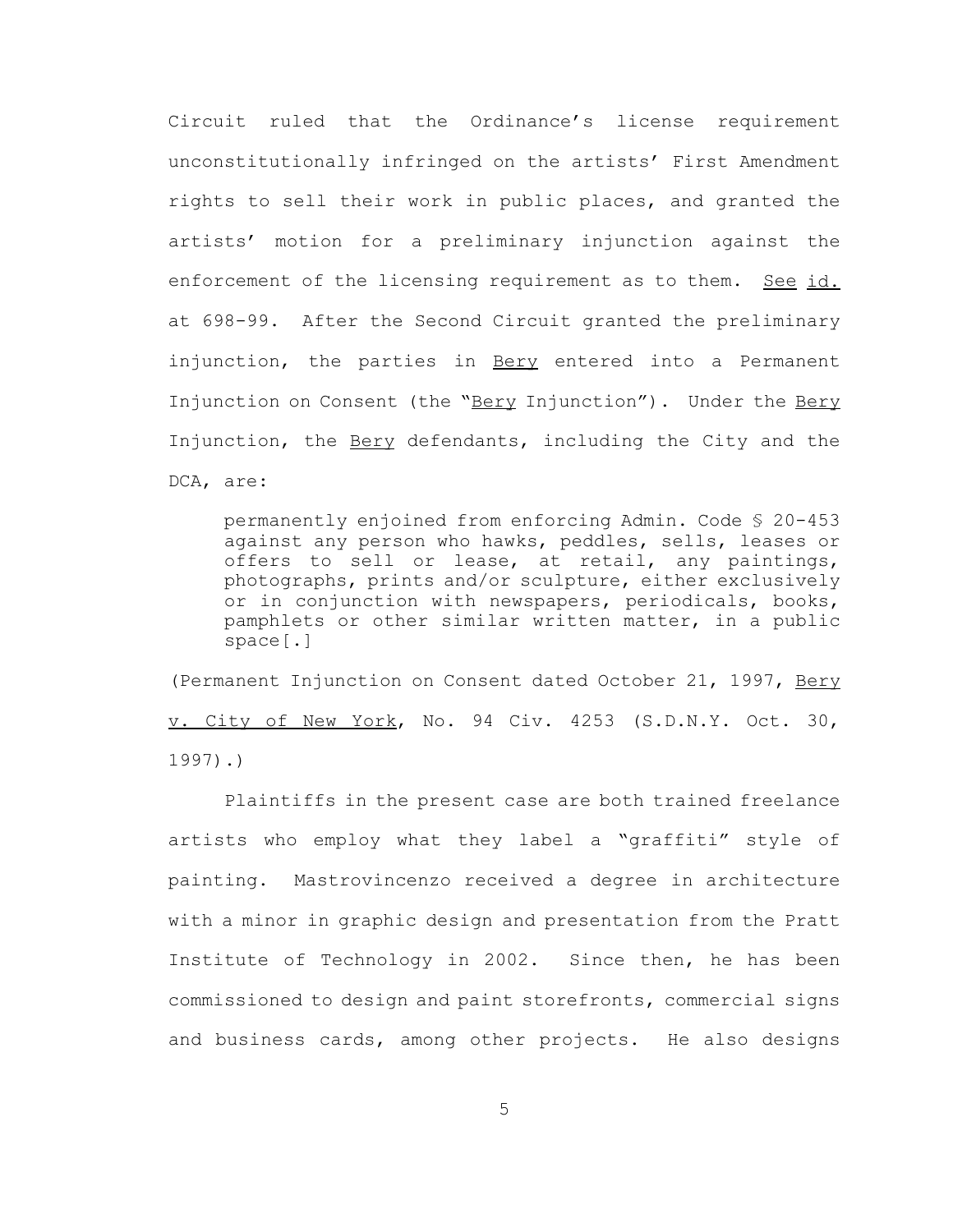Circuit ruled that the Ordinance's license requirement unconstitutionally infringed on the artists' First Amendment rights to sell their work in public places, and granted the artists' motion for a preliminary injunction against the enforcement of the licensing requirement as to them. See id. at 698-99. After the Second Circuit granted the preliminary injunction, the parties in Bery entered into a Permanent Injunction on Consent (the "Bery Injunction"). Under the Bery Injunction, the Bery defendants, including the City and the DCA, are:

> permanently enjoined from enforcing Admin. Code § 20-453 against any person who hawks, peddles, sells, leases or offers to sell or lease, at retail, any paintings, photographs, prints and/or sculpture, either exclusively or in conjunction with newspapers, periodicals, books, pamphlets or other similar written matter, in a public space[.]

(Permanent Injunction on Consent dated October 21, 1997, Bery v. City of New York, No. 94 Civ. 4253 (S.D.N.Y. Oct. 30, 1997).)

Plaintiffs in the present case are both trained freelance artists who employ what they label a "graffiti" style of painting. Mastrovincenzo received a degree in architecture with a minor in graphic design and presentation from the Pratt Institute of Technology in 2002. Since then, he has been commissioned to design and paint storefronts, commercial signs and business cards, among other projects. He also designs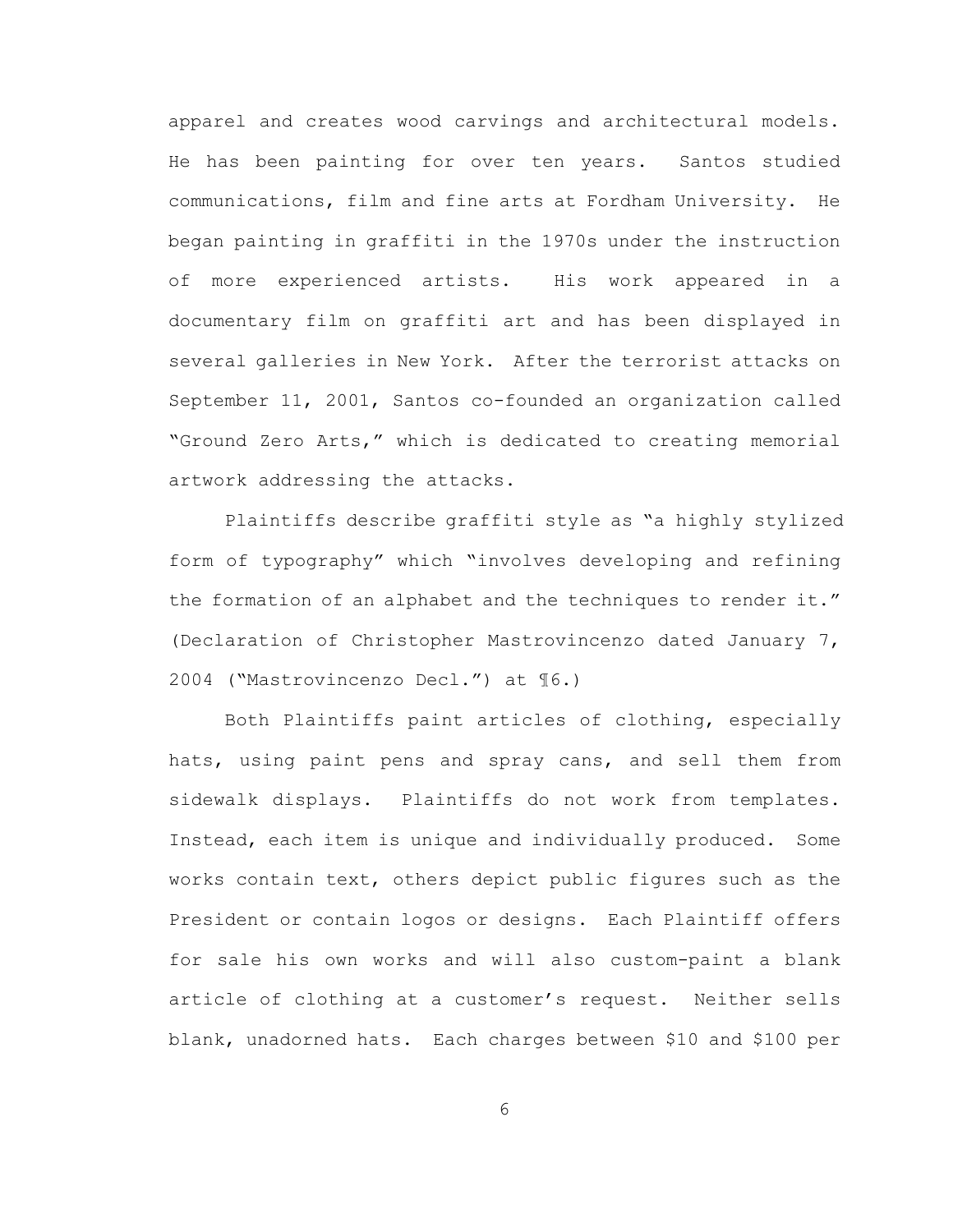apparel and creates wood carvings and architectural models. He has been painting for over ten years. Santos studied communications, film and fine arts at Fordham University. He began painting in graffiti in the 1970s under the instruction of more experienced artists. His work appeared in a documentary film on graffiti art and has been displayed in several galleries in New York. After the terrorist attacks on September 11, 2001, Santos co-founded an organization called "Ground Zero Arts," which is dedicated to creating memorial artwork addressing the attacks.

Plaintiffs describe graffiti style as "a highly stylized form of typography" which "involves developing and refining the formation of an alphabet and the techniques to render it." (Declaration of Christopher Mastrovincenzo dated January 7, 2004 ("Mastrovincenzo Decl.") at ¶6.)

Both Plaintiffs paint articles of clothing, especially hats, using paint pens and spray cans, and sell them from sidewalk displays. Plaintiffs do not work from templates. Instead, each item is unique and individually produced. Some works contain text, others depict public figures such as the President or contain logos or designs. Each Plaintiff offers for sale his own works and will also custom-paint a blank article of clothing at a customer's request. Neither sells blank, unadorned hats. Each charges between $10 and $100 per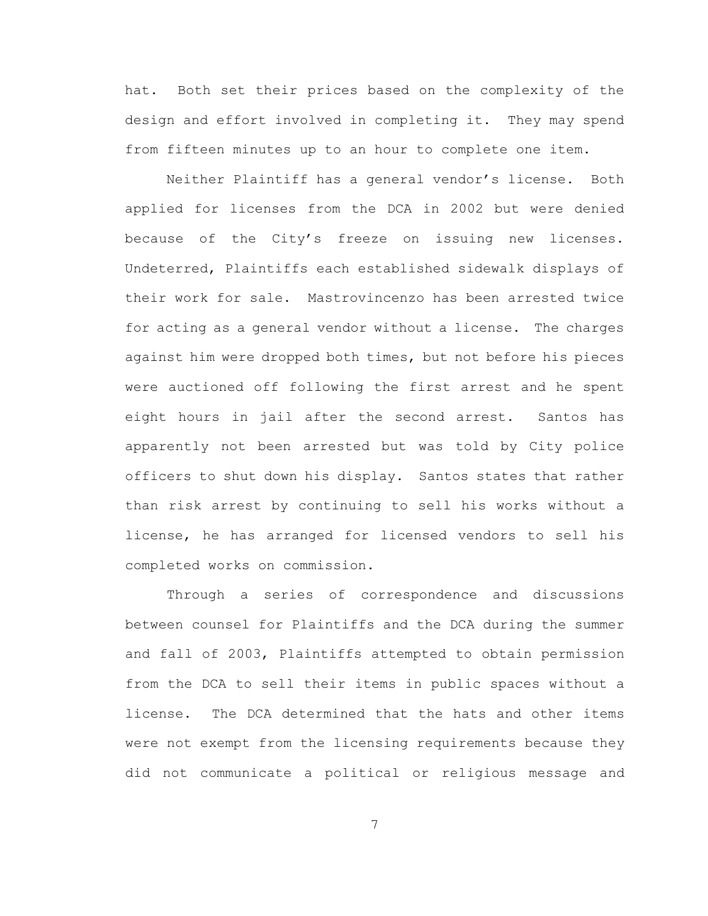hat. Both set their prices based on the complexity of the design and effort involved in completing it. They may spend from fifteen minutes up to an hour to complete one item.

Neither Plaintiff has a general vendor's license. Both applied for licenses from the DCA in 2002 but were denied because of the City's freeze on issuing new licenses. Undeterred, Plaintiffs each established sidewalk displays of their work for sale. Mastrovincenzo has been arrested twice for acting as a general vendor without a license. The charges against him were dropped both times, but not before his pieces were auctioned off following the first arrest and he spent eight hours in jail after the second arrest. Santos has apparently not been arrested but was told by City police officers to shut down his display. Santos states that rather than risk arrest by continuing to sell his works without a license, he has arranged for licensed vendors to sell his completed works on commission.

Through a series of correspondence and discussions between counsel for Plaintiffs and the DCA during the summer and fall of 2003, Plaintiffs attempted to obtain permission from the DCA to sell their items in public spaces without a license. The DCA determined that the hats and other items were not exempt from the licensing requirements because they did not communicate a political or religious message and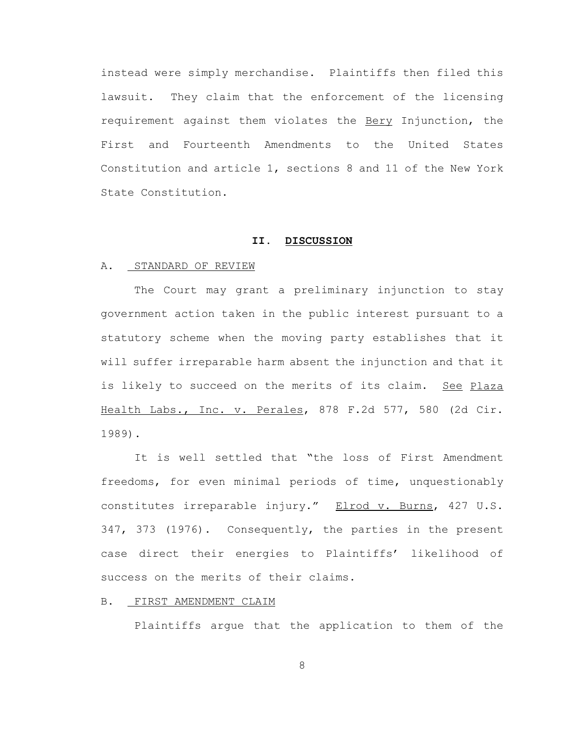instead were simply merchandise. Plaintiffs then filed this lawsuit. They claim that the enforcement of the licensing requirement against them violates the Bery Injunction, the First and Fourteenth Amendments to the United States Constitution and article 1, sections 8 and 11 of the New York State Constitution.

## II. DISCUSSION

### A. STANDARD OF REVIEW

The Court may grant a preliminary injunction to stay government action taken in the public interest pursuant to a statutory scheme when the moving party establishes that it will suffer irreparable harm absent the injunction and that it is likely to succeed on the merits of its claim. See Plaza Health Labs., Inc. v. Perales, 878 F.2d 577, 580 (2d Cir. 1989).

It is well settled that "the loss of First Amendment freedoms, for even minimal periods of time, unquestionably constitutes irreparable injury." Elrod v. Burns, 427 U.S. 347, 373 (1976). Consequently, the parties in the present case direct their energies to Plaintiffs' likelihood of success on the merits of their claims.

### B. FIRST AMENDMENT CLAIM

Plaintiffs argue that the application to them of the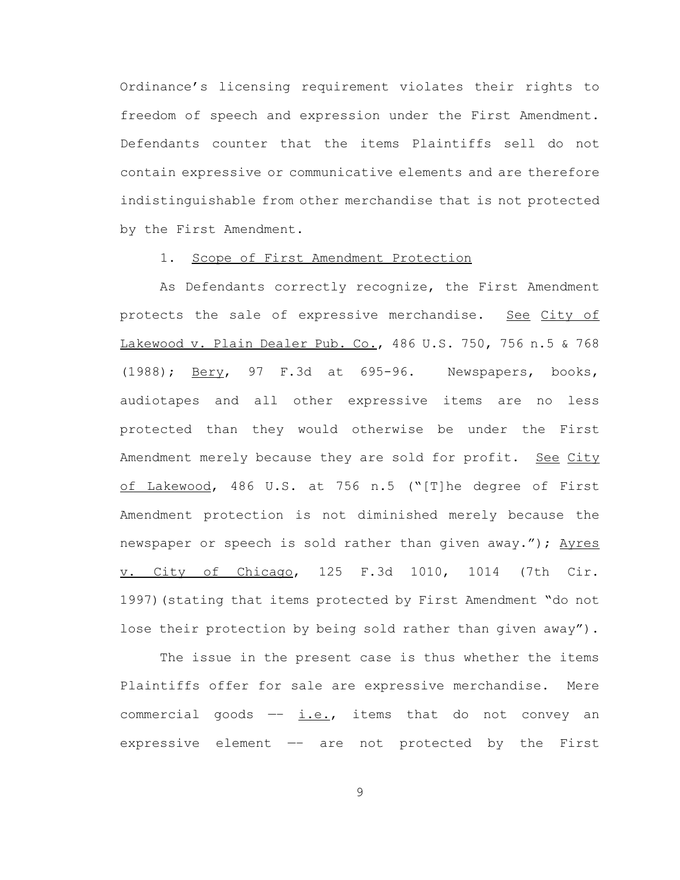Ordinance's licensing requirement violates their rights to freedom of speech and expression under the First Amendment. Defendants counter that the items Plaintiffs sell do not contain expressive or communicative elements and are therefore indistinguishable from other merchandise that is not protected by the First Amendment.

1. Scope of First Amendment Protection

As Defendants correctly recognize, the First Amendment protects the sale of expressive merchandise. See City of Lakewood v. Plain Dealer Pub. Co., 486 U.S. 750, 756 n.5 & 768 (1988); Bery, 97 F.3d at 695-96. Newspapers, books, audiotapes and all other expressive items are no less protected than they would otherwise be under the First Amendment merely because they are sold for profit. See City of Lakewood, 486 U.S. at 756 n.5 ("[T]he degree of First Amendment protection is not diminished merely because the newspaper or speech is sold rather than given away."); Ayres v. City of Chicago, 125 F.3d 1010, 1014 (7th Cir. 1997)(stating that items protected by First Amendment "do not lose their protection by being sold rather than given away").

The issue in the present case is thus whether the items Plaintiffs offer for sale are expressive merchandise. Mere commercial goods –– i.e., items that do not convey an expressive element –– are not protected by the First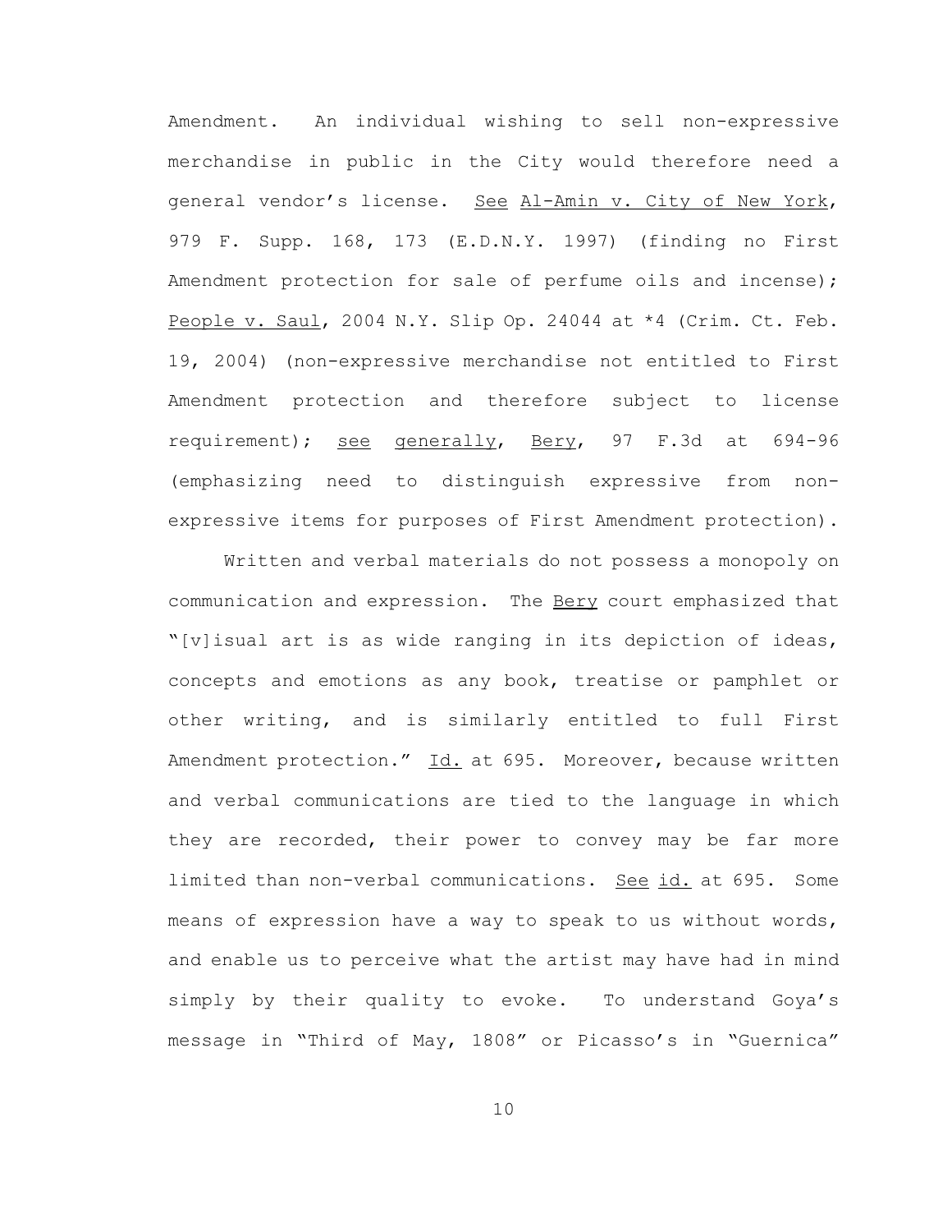Amendment. An individual wishing to sell non-expressive merchandise in public in the City would therefore need a general vendor's license. See Al-Amin v. City of New York, 979 F. Supp. 168, 173 (E.D.N.Y. 1997) (finding no First Amendment protection for sale of perfume oils and incense); People v. Saul, 2004 N.Y. Slip Op. 24044 at *4 (Crim. Ct. Feb. 19, 2004) (non-expressive merchandise not entitled to First Amendment protection and therefore subject to license requirement); see generally, Bery, 97 F.3d at 694-96 (emphasizing need to distinguish expressive from non-expressive items for purposes of First Amendment protection).

Written and verbal materials do not possess a monopoly on communication and expression. The Bery court emphasized that "[v]isual art is as wide ranging in its depiction of ideas, concepts and emotions as any book, treatise or pamphlet or other writing, and is similarly entitled to full First Amendment protection." Id. at 695. Moreover, because written and verbal communications are tied to the language in which they are recorded, their power to convey may be far more limited than non-verbal communications. See id. at 695. Some means of expression have a way to speak to us without words, and enable us to perceive what the artist may have had in mind simply by their quality to evoke. To understand Goya's message in "Third of May, 1808" or Picasso's in "Guernica"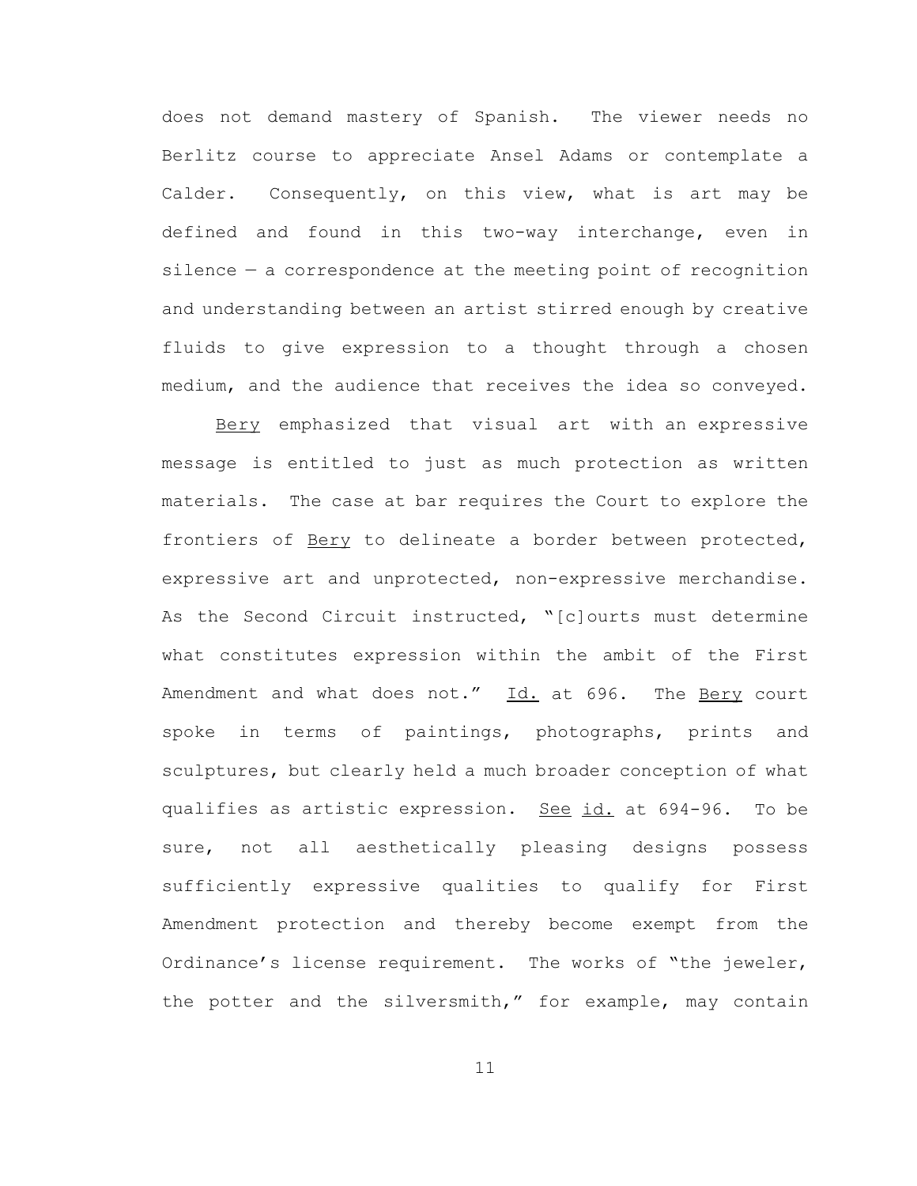does not demand mastery of Spanish. The viewer needs no Berlitz course to appreciate Ansel Adams or contemplate a Calder. Consequently, on this view, what is art may be defined and found in this two-way interchange, even in silence — a correspondence at the meeting point of recognition and understanding between an artist stirred enough by creative fluids to give expression to a thought through a chosen medium, and the audience that receives the idea so conveyed.

Bery emphasized that visual art with an expressive message is entitled to just as much protection as written materials. The case at bar requires the Court to explore the frontiers of Bery to delineate a border between protected, expressive art and unprotected, non-expressive merchandise. As the Second Circuit instructed, "[c]ourts must determine what constitutes expression within the ambit of the First Amendment and what does not." Id. at 696. The Bery court spoke in terms of paintings, photographs, prints and sculptures, but clearly held a much broader conception of what qualifies as artistic expression. See id. at 694-96. To be sure, not all aesthetically pleasing designs possess sufficiently expressive qualities to qualify for First Amendment protection and thereby become exempt from the Ordinance's license requirement. The works of "the jeweler, the potter and the silversmith," for example, may contain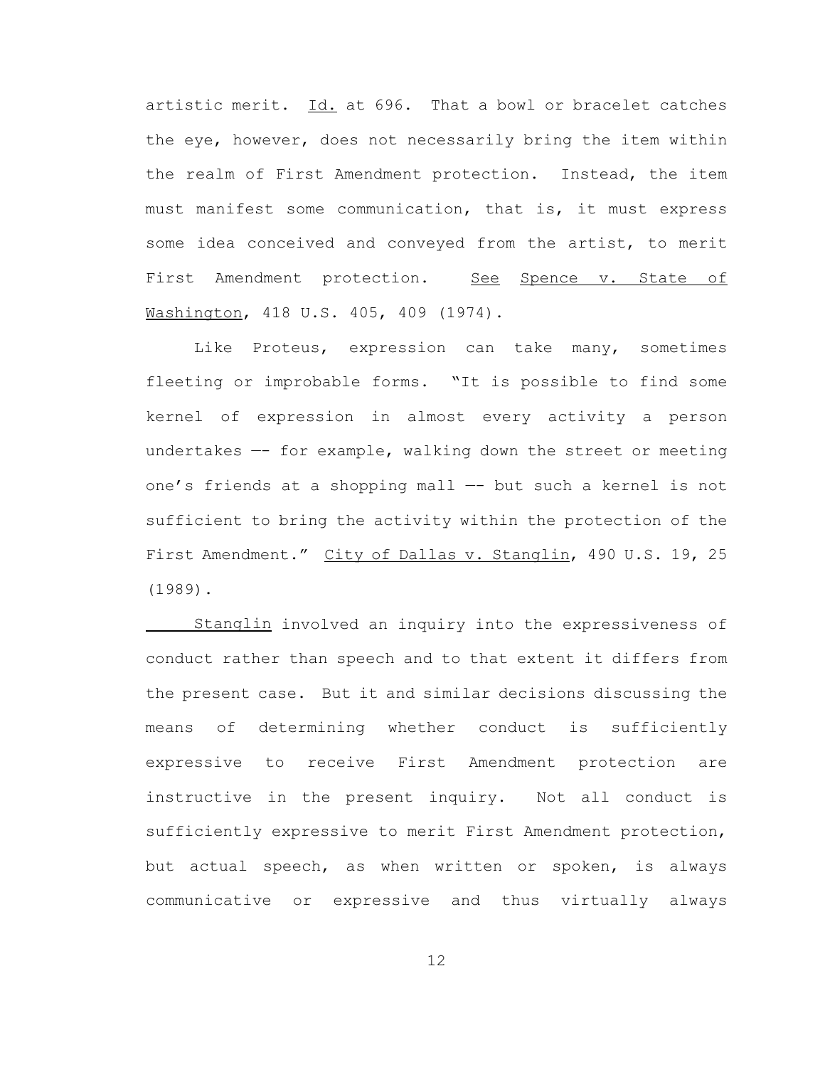artistic merit. _Id._ at 696. That a bowl or bracelet catches the eye, however, does not necessarily bring the item within the realm of First Amendment protection. Instead, the item must manifest some communication, that is, it must express some idea conceived and conveyed from the artist, to merit First Amendment protection. _See_ _Spence v. State of Washington_, 418 U.S. 405, 409 (1974).

Like Proteus, expression can take many, sometimes fleeting or improbable forms. "It is possible to find some kernel of expression in almost every activity a person undertakes —- for example, walking down the street or meeting one's friends at a shopping mall —- but such a kernel is not sufficient to bring the activity within the protection of the First Amendment." _City of Dallas v. Stanglin_, 490 U.S. 19, 25 (1989).

_Stanglin_ involved an inquiry into the expressiveness of conduct rather than speech and to that extent it differs from the present case. But it and similar decisions discussing the means of determining whether conduct is sufficiently expressive to receive First Amendment protection are instructive in the present inquiry. Not all conduct is sufficiently expressive to merit First Amendment protection, but actual speech, as when written or spoken, is always communicative or expressive and thus virtually always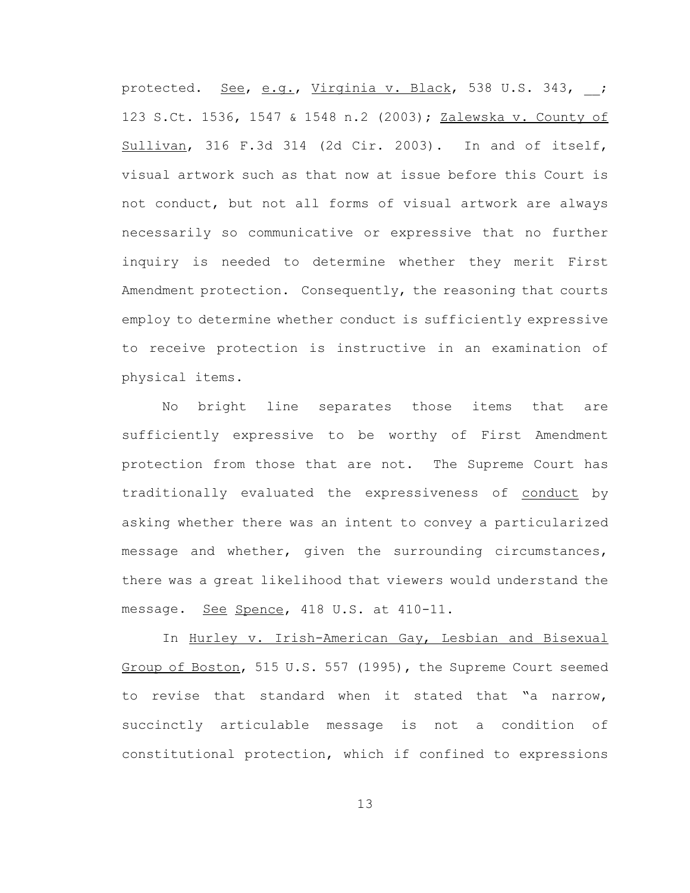protected. See, e.g., Virginia v. Black, 538 U.S. 343, __; 123 S.Ct. 1536, 1547 & 1548 n.2 (2003); Zalewska v. County of Sullivan, 316 F.3d 314 (2d Cir. 2003). In and of itself, visual artwork such as that now at issue before this Court is not conduct, but not all forms of visual artwork are always necessarily so communicative or expressive that no further inquiry is needed to determine whether they merit First Amendment protection. Consequently, the reasoning that courts employ to determine whether conduct is sufficiently expressive to receive protection is instructive in an examination of physical items.

No bright line separates those items that are sufficiently expressive to be worthy of First Amendment protection from those that are not. The Supreme Court has traditionally evaluated the expressiveness of conduct by asking whether there was an intent to convey a particularized message and whether, given the surrounding circumstances, there was a great likelihood that viewers would understand the message. See Spence, 418 U.S. at 410-11.

In Hurley v. Irish-American Gay, Lesbian and Bisexual Group of Boston, 515 U.S. 557 (1995), the Supreme Court seemed to revise that standard when it stated that "a narrow, succinctly articulable message is not a condition of constitutional protection, which if confined to expressions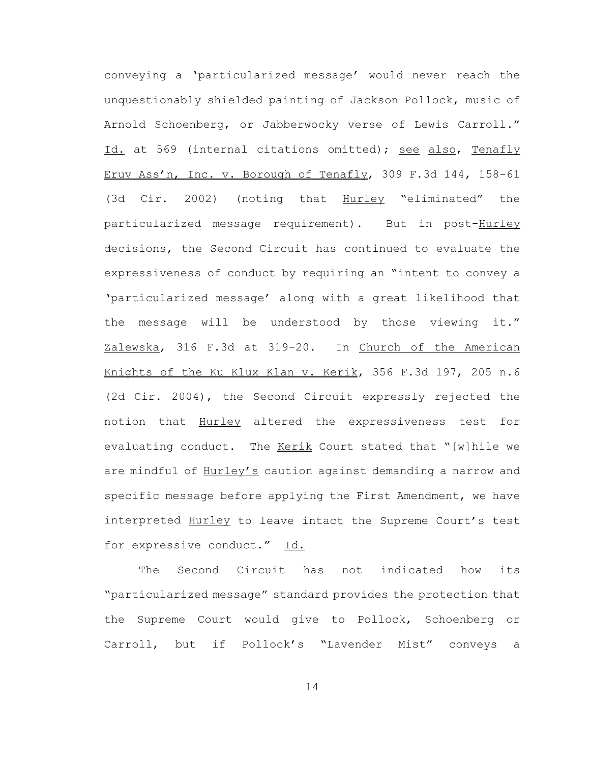conveying a 'particularized message' would never reach the unquestionably shielded painting of Jackson Pollock, music of Arnold Schoenberg, or Jabberwocky verse of Lewis Carroll." Id. at 569 (internal citations omitted); see also, Tenafly Eruv Ass'n, Inc. v. Borough of Tenafly, 309 F.3d 144, 158-61 (3d Cir. 2002) (noting that Hurley "eliminated" the particularized message requirement). But in post-Hurley decisions, the Second Circuit has continued to evaluate the expressiveness of conduct by requiring an "intent to convey a 'particularized message' along with a great likelihood that the message will be understood by those viewing it." Zalewska, 316 F.3d at 319-20. In Church of the American Knights of the Ku Klux Klan v. Kerik, 356 F.3d 197, 205 n.6 (2d Cir. 2004), the Second Circuit expressly rejected the notion that Hurley altered the expressiveness test for evaluating conduct. The Kerik Court stated that "[w]hile we are mindful of Hurley's caution against demanding a narrow and specific message before applying the First Amendment, we have interpreted Hurley to leave intact the Supreme Court's test for expressive conduct." Id.

The Second Circuit has not indicated how its "particularized message" standard provides the protection that the Supreme Court would give to Pollock, Schoenberg or Carroll, but if Pollock's "Lavender Mist" conveys a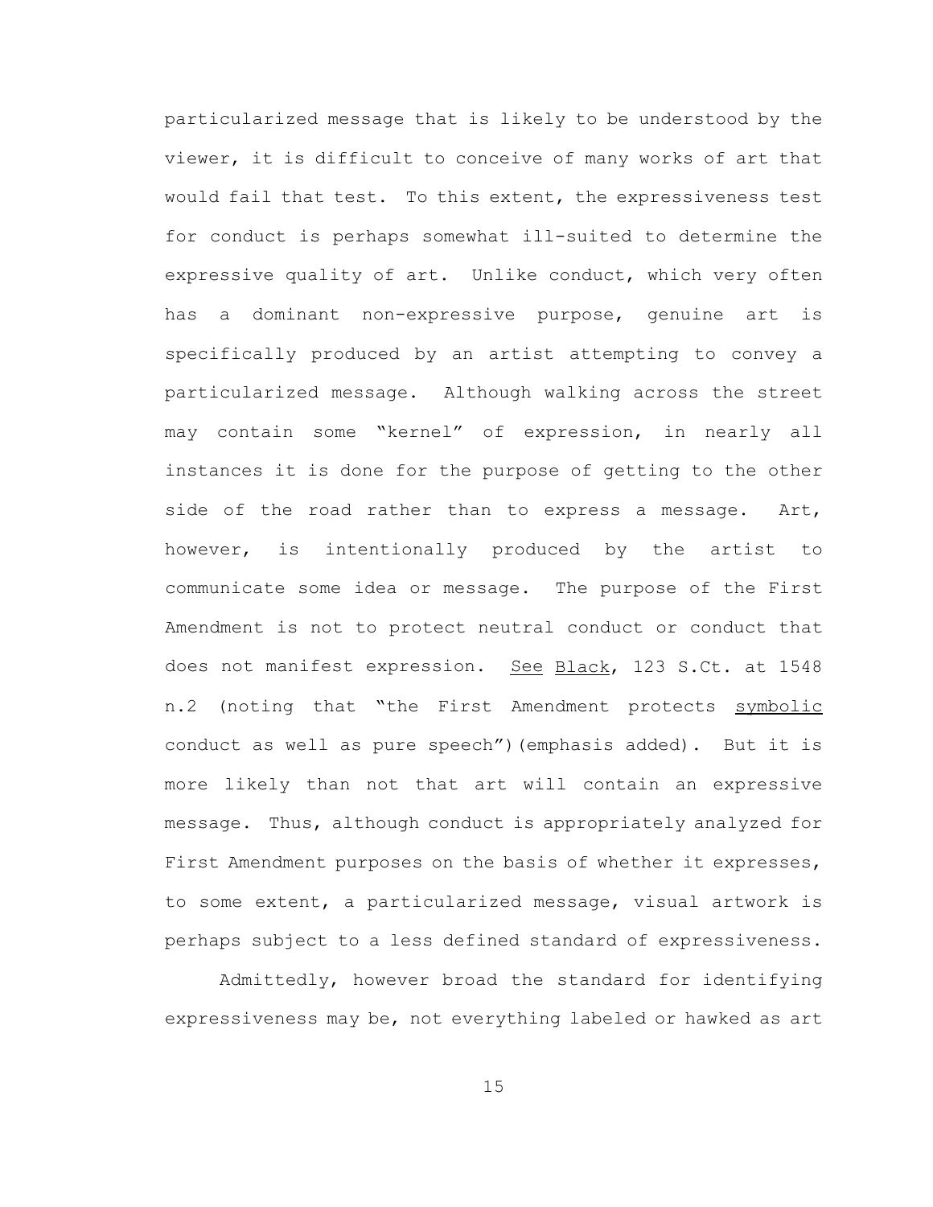particularized message that is likely to be understood by the viewer, it is difficult to conceive of many works of art that would fail that test. To this extent, the expressiveness test for conduct is perhaps somewhat ill-suited to determine the expressive quality of art. Unlike conduct, which very often has a dominant non-expressive purpose, genuine art is specifically produced by an artist attempting to convey a particularized message. Although walking across the street may contain some "kernel" of expression, in nearly all instances it is done for the purpose of getting to the other side of the road rather than to express a message. Art, however, is intentionally produced by the artist to communicate some idea or message. The purpose of the First Amendment is not to protect neutral conduct or conduct that does not manifest expression. See Black, 123 S.Ct. at 1548 n.2 (noting that "the First Amendment protects symbolic conduct as well as pure speech")(emphasis added). But it is more likely than not that art will contain an expressive message. Thus, although conduct is appropriately analyzed for First Amendment purposes on the basis of whether it expresses, to some extent, a particularized message, visual artwork is perhaps subject to a less defined standard of expressiveness.

Admittedly, however broad the standard for identifying expressiveness may be, not everything labeled or hawked as art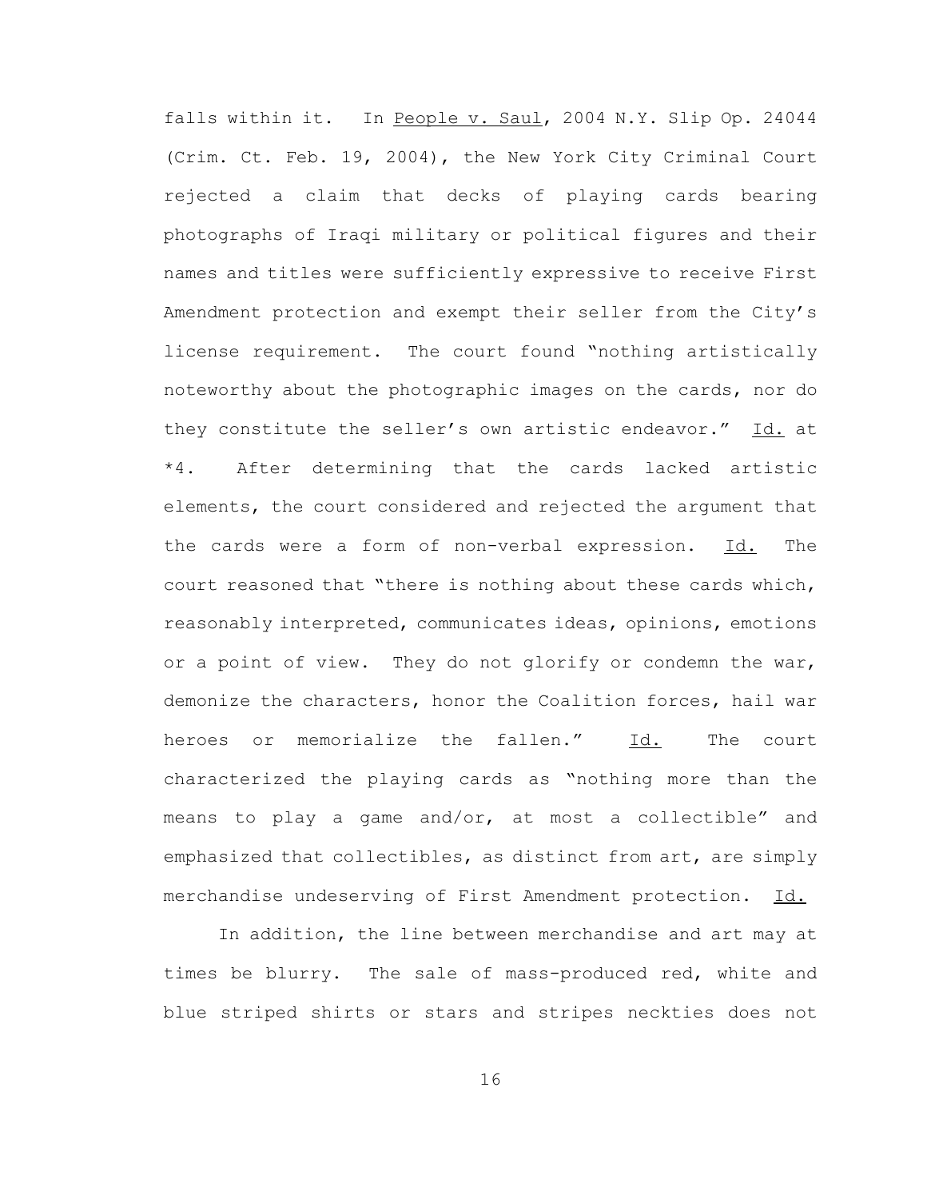falls within it. In People v. Saul, 2004 N.Y. Slip Op. 24044 (Crim. Ct. Feb. 19, 2004), the New York City Criminal Court rejected a claim that decks of playing cards bearing photographs of Iraqi military or political figures and their names and titles were sufficiently expressive to receive First Amendment protection and exempt their seller from the City's license requirement. The court found "nothing artistically noteworthy about the photographic images on the cards, nor do they constitute the seller's own artistic endeavor." Id. at *4. After determining that the cards lacked artistic elements, the court considered and rejected the argument that the cards were a form of non-verbal expression. Id. The court reasoned that "there is nothing about these cards which, reasonably interpreted, communicates ideas, opinions, emotions or a point of view. They do not glorify or condemn the war, demonize the characters, honor the Coalition forces, hail war heroes or memorialize the fallen." Id. The court characterized the playing cards as "nothing more than the means to play a game and/or, at most a collectible" and emphasized that collectibles, as distinct from art, are simply merchandise undeserving of First Amendment protection. Id.

In addition, the line between merchandise and art may at times be blurry. The sale of mass-produced red, white and blue striped shirts or stars and stripes neckties does not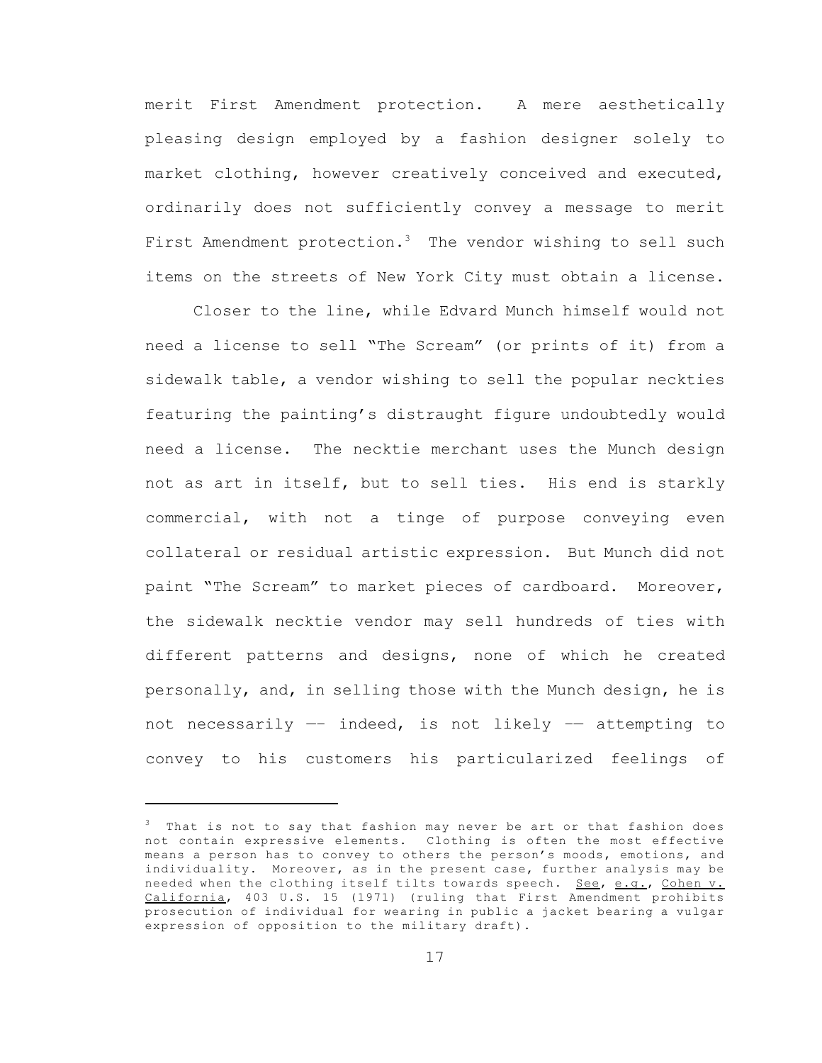merit First Amendment protection. A mere aesthetically pleasing design employed by a fashion designer solely to market clothing, however creatively conceived and executed, ordinarily does not sufficiently convey a message to merit First Amendment protection.[3] The vendor wishing to sell such items on the streets of New York City must obtain a license.

Closer to the line, while Edvard Munch himself would not need a license to sell "The Scream" (or prints of it) from a sidewalk table, a vendor wishing to sell the popular neckties featuring the painting's distraught figure undoubtedly would need a license. The necktie merchant uses the Munch design not as art in itself, but to sell ties. His end is starkly commercial, with not a tinge of purpose conveying even collateral or residual artistic expression. But Munch did not paint "The Scream" to market pieces of cardboard. Moreover, the sidewalk necktie vendor may sell hundreds of ties with different patterns and designs, none of which he created personally, and, in selling those with the Munch design, he is not necessarily —- indeed, is not likely -— attempting to convey to his customers his particularized feelings of

---

[3] That is not to say that fashion may never be art or that fashion does not contain expressive elements. Clothing is often the most effective means a person has to convey to others the person's moods, emotions, and individuality. Moreover, as in the present case, further analysis may be needed when the clothing itself tilts towards speech. See, e.g., Cohen v. California, 403 U.S. 15 (1971) (ruling that First Amendment prohibits prosecution of individual for wearing in public a jacket bearing a vulgar expression of opposition to the military draft).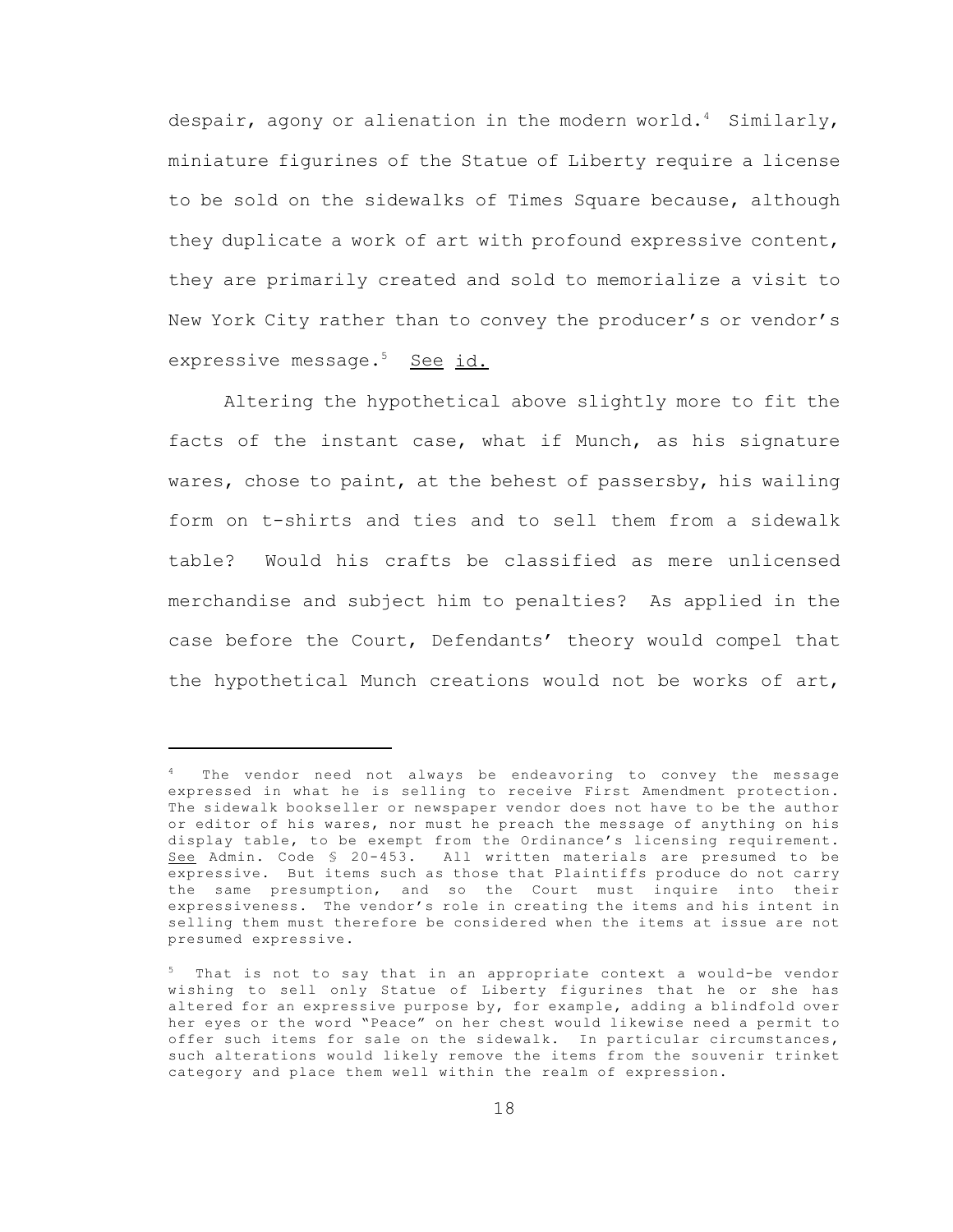despair, agony or alienation in the modern world.[4] Similarly, miniature figurines of the Statue of Liberty require a license to be sold on the sidewalks of Times Square because, although they duplicate a work of art with profound expressive content, they are primarily created and sold to memorialize a visit to New York City rather than to convey the producer's or vendor's expressive message.[5] <u>See</u> <u>id.</u>

Altering the hypothetical above slightly more to fit the facts of the instant case, what if Munch, as his signature wares, chose to paint, at the behest of passersby, his wailing form on t-shirts and ties and to sell them from a sidewalk table? Would his crafts be classified as mere unlicensed merchandise and subject him to penalties? As applied in the case before the Court, Defendants' theory would compel that the hypothetical Munch creations would not be works of art,

---

[4] The vendor need not always be endeavoring to convey the message expressed in what he is selling to receive First Amendment protection. The sidewalk bookseller or newspaper vendor does not have to be the author or editor of his wares, nor must he preach the message of anything on his display table, to be exempt from the Ordinance's licensing requirement. <u>See</u> Admin. Code § 20-453. All written materials are presumed to be expressive. But items such as those that Plaintiffs produce do not carry the same presumption, and so the Court must inquire into their expressiveness. The vendor's role in creating the items and his intent in selling them must therefore be considered when the items at issue are not presumed expressive.

[5] That is not to say that in an appropriate context a would-be vendor wishing to sell only Statue of Liberty figurines that he or she has altered for an expressive purpose by, for example, adding a blindfold over her eyes or the word "Peace" on her chest would likewise need a permit to offer such items for sale on the sidewalk. In particular circumstances, such alterations would likely remove the items from the souvenir trinket category and place them well within the realm of expression.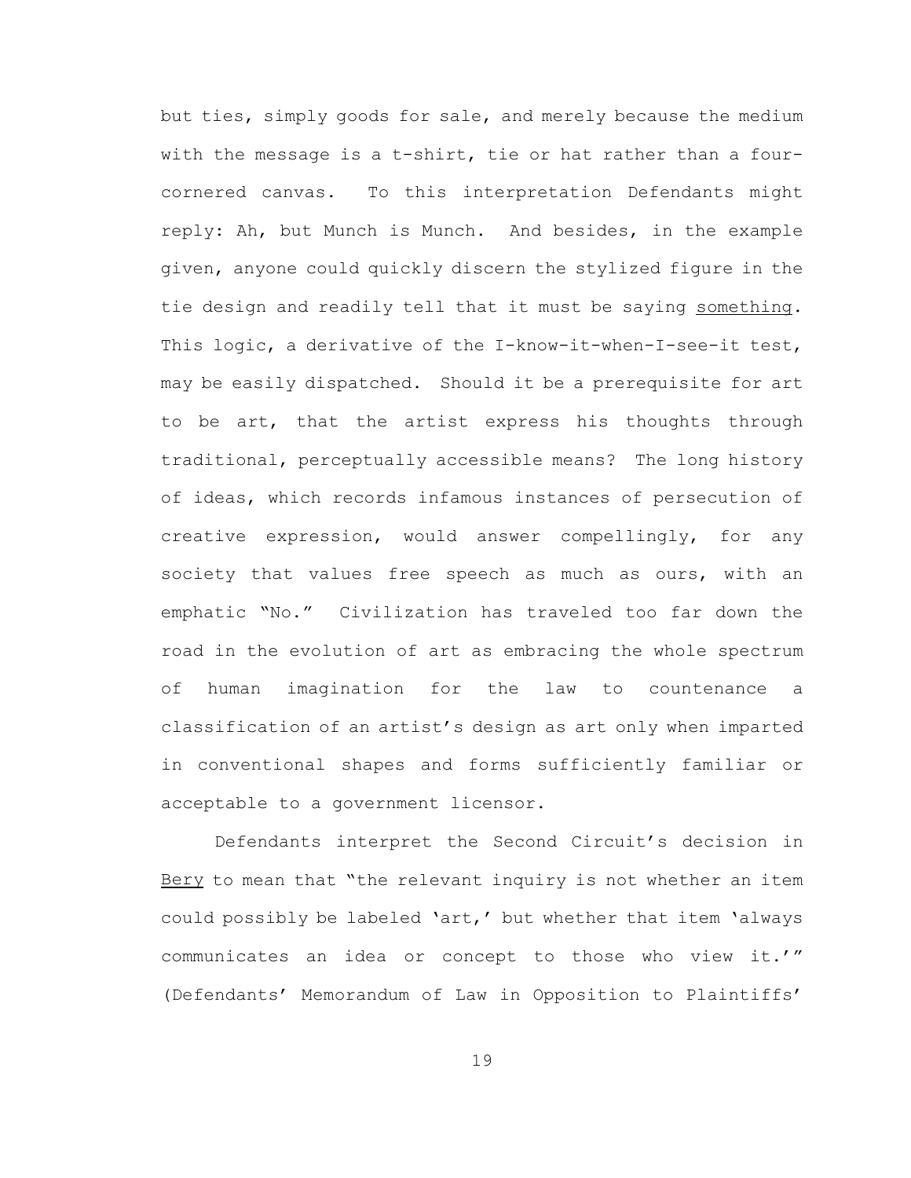but ties, simply goods for sale, and merely because the medium with the message is a t-shirt, tie or hat rather than a four-cornered canvas. To this interpretation Defendants might reply: Ah, but Munch is Munch. And besides, in the example given, anyone could quickly discern the stylized figure in the tie design and readily tell that it must be saying <u>something</u>. This logic, a derivative of the I-know-it-when-I-see-it test, may be easily dispatched. Should it be a prerequisite for art to be art, that the artist express his thoughts through traditional, perceptually accessible means? The long history of ideas, which records infamous instances of persecution of creative expression, would answer compellingly, for any society that values free speech as much as ours, with an emphatic "No." Civilization has traveled too far down the road in the evolution of art as embracing the whole spectrum of human imagination for the law to countenance a classification of an artist's design as art only when imparted in conventional shapes and forms sufficiently familiar or acceptable to a government licensor.

Defendants interpret the Second Circuit's decision in <u>Bery</u> to mean that "the relevant inquiry is not whether an item could possibly be labeled 'art,' but whether that item 'always communicates an idea or concept to those who view it.'" (Defendants' Memorandum of Law in Opposition to Plaintiffs'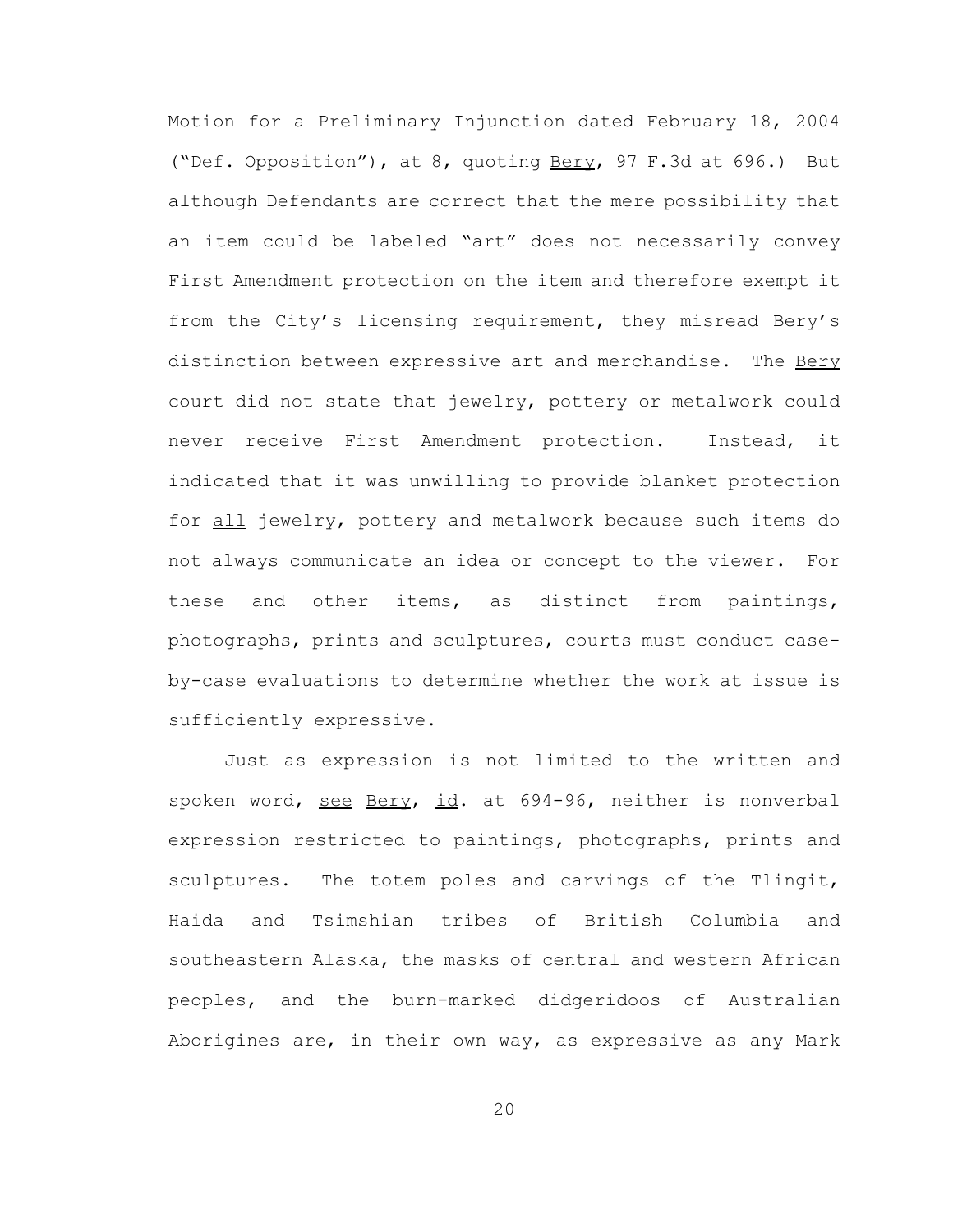Motion for a Preliminary Injunction dated February 18, 2004 ("Def. Opposition"), at 8, quoting Bery, 97 F.3d at 696.) But although Defendants are correct that the mere possibility that an item could be labeled "art" does not necessarily convey First Amendment protection on the item and therefore exempt it from the City's licensing requirement, they misread Bery's distinction between expressive art and merchandise. The Bery court did not state that jewelry, pottery or metalwork could never receive First Amendment protection. Instead, it indicated that it was unwilling to provide blanket protection for all jewelry, pottery and metalwork because such items do not always communicate an idea or concept to the viewer. For these and other items, as distinct from paintings, photographs, prints and sculptures, courts must conduct case-by-case evaluations to determine whether the work at issue is sufficiently expressive.

Just as expression is not limited to the written and spoken word, see Bery, id. at 694-96, neither is nonverbal expression restricted to paintings, photographs, prints and sculptures. The totem poles and carvings of the Tlingit, Haida and Tsimshian tribes of British Columbia and southeastern Alaska, the masks of central and western African peoples, and the burn-marked didgeridoos of Australian Aborigines are, in their own way, as expressive as any Mark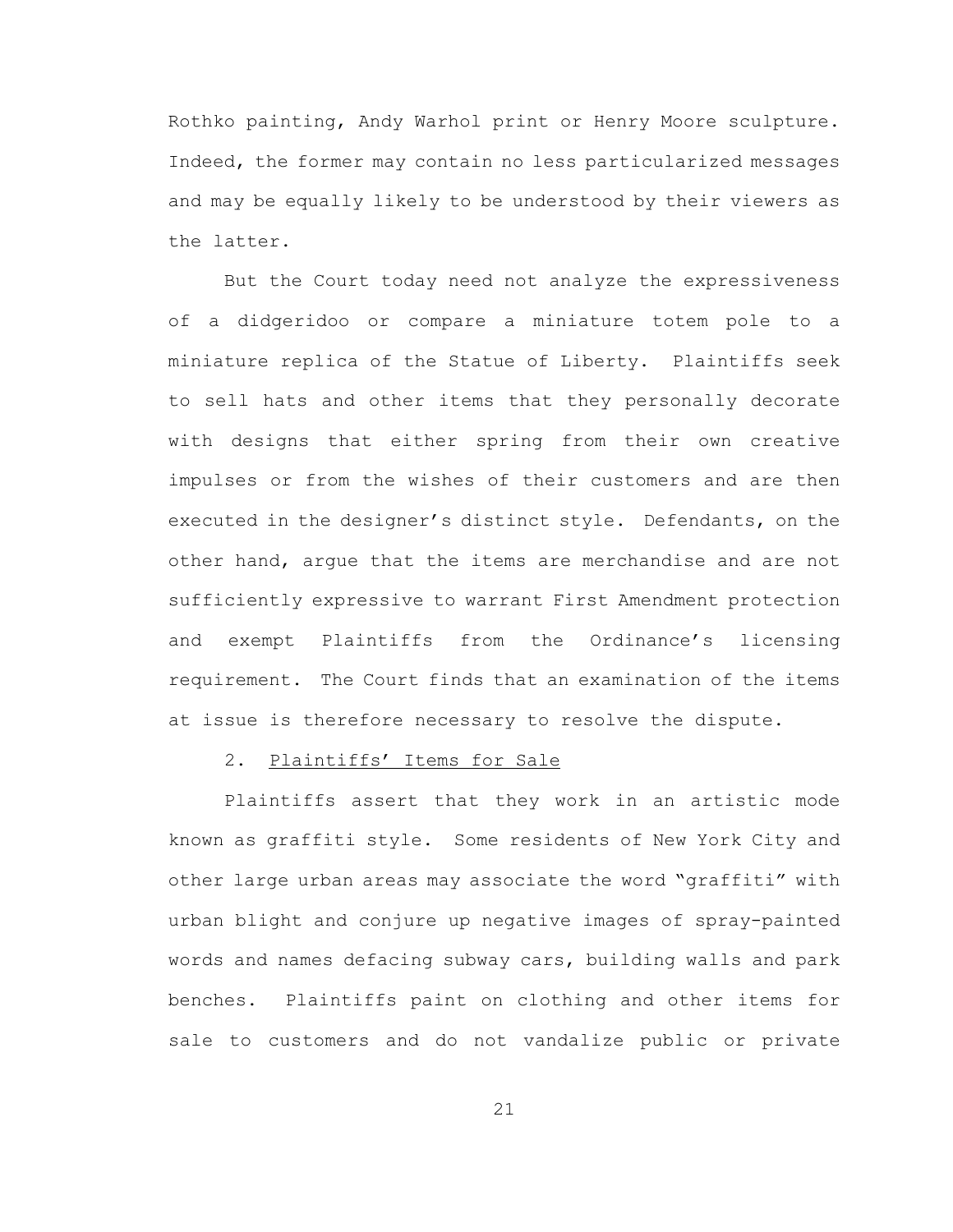Rothko painting, Andy Warhol print or Henry Moore sculpture. Indeed, the former may contain no less particularized messages and may be equally likely to be understood by their viewers as the latter.

But the Court today need not analyze the expressiveness of a didgeridoo or compare a miniature totem pole to a miniature replica of the Statue of Liberty. Plaintiffs seek to sell hats and other items that they personally decorate with designs that either spring from their own creative impulses or from the wishes of their customers and are then executed in the designer's distinct style. Defendants, on the other hand, argue that the items are merchandise and are not sufficiently expressive to warrant First Amendment protection and exempt Plaintiffs from the Ordinance's licensing requirement. The Court finds that an examination of the items at issue is therefore necessary to resolve the dispute.

2. <u>Plaintiffs' Items for Sale</u>

Plaintiffs assert that they work in an artistic mode known as graffiti style. Some residents of New York City and other large urban areas may associate the word "graffiti" with urban blight and conjure up negative images of spray-painted words and names defacing subway cars, building walls and park benches. Plaintiffs paint on clothing and other items for sale to customers and do not vandalize public or private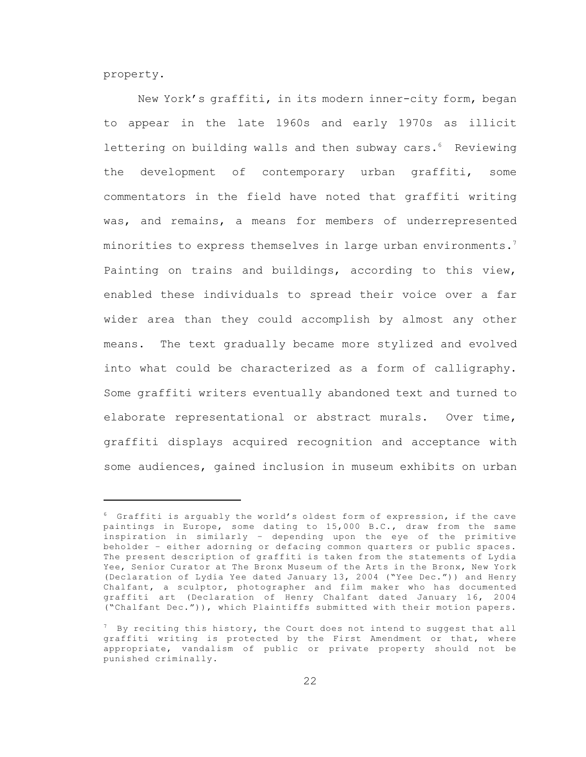property.

New York's graffiti, in its modern inner-city form, began to appear in the late 1960s and early 1970s as illicit lettering on building walls and then subway cars.[6] Reviewing the development of contemporary urban graffiti, some commentators in the field have noted that graffiti writing was, and remains, a means for members of underrepresented minorities to express themselves in large urban environments.[7] Painting on trains and buildings, according to this view, enabled these individuals to spread their voice over a far wider area than they could accomplish by almost any other means. The text gradually became more stylized and evolved into what could be characterized as a form of calligraphy. Some graffiti writers eventually abandoned text and turned to elaborate representational or abstract murals. Over time, graffiti displays acquired recognition and acceptance with some audiences, gained inclusion in museum exhibits on urban

---

[6] Graffiti is arguably the world's oldest form of expression, if the cave paintings in Europe, some dating to 15,000 B.C., draw from the same inspiration in similarly – depending upon the eye of the primitive beholder – either adorning or defacing common quarters or public spaces. The present description of graffiti is taken from the statements of Lydia Yee, Senior Curator at The Bronx Museum of the Arts in the Bronx, New York (Declaration of Lydia Yee dated January 13, 2004 ("Yee Dec.")) and Henry Chalfant, a sculptor, photographer and film maker who has documented graffiti art (Declaration of Henry Chalfant dated January 16, 2004 ("Chalfant Dec.")), which Plaintiffs submitted with their motion papers.

[7] By reciting this history, the Court does not intend to suggest that all graffiti writing is protected by the First Amendment or that, where appropriate, vandalism of public or private property should not be punished criminally.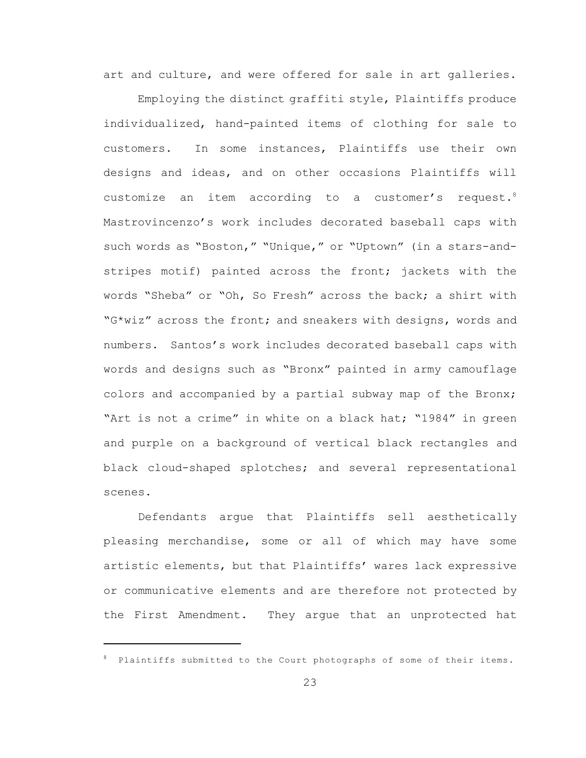art and culture, and were offered for sale in art galleries.

Employing the distinct graffiti style, Plaintiffs produce individualized, hand-painted items of clothing for sale to customers. In some instances, Plaintiffs use their own designs and ideas, and on other occasions Plaintiffs will customize an item according to a customer's request.[8] Mastrovincenzo's work includes decorated baseball caps with such words as "Boston," "Unique," or "Uptown" (in a stars-and-stripes motif) painted across the front; jackets with the words "Sheba" or "Oh, So Fresh" across the back; a shirt with "G*wiz" across the front; and sneakers with designs, words and numbers. Santos's work includes decorated baseball caps with words and designs such as "Bronx" painted in army camouflage colors and accompanied by a partial subway map of the Bronx; "Art is not a crime" in white on a black hat; "1984" in green and purple on a background of vertical black rectangles and black cloud-shaped splotches; and several representational scenes.

Defendants argue that Plaintiffs sell aesthetically pleasing merchandise, some or all of which may have some artistic elements, but that Plaintiffs' wares lack expressive or communicative elements and are therefore not protected by the First Amendment. They argue that an unprotected hat

---

[8] Plaintiffs submitted to the Court photographs of some of their items.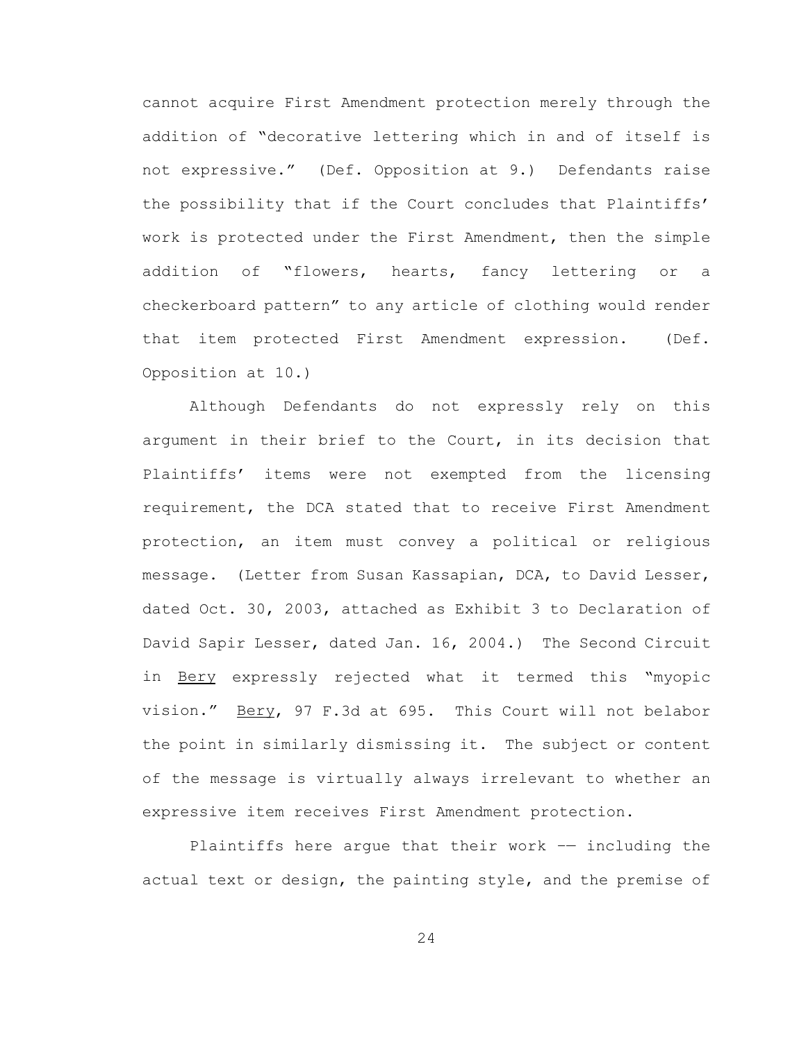cannot acquire First Amendment protection merely through the addition of "decorative lettering which in and of itself is not expressive." (Def. Opposition at 9.) Defendants raise the possibility that if the Court concludes that Plaintiffs' work is protected under the First Amendment, then the simple addition of "flowers, hearts, fancy lettering or a checkerboard pattern" to any article of clothing would render that item protected First Amendment expression. (Def. Opposition at 10.)

Although Defendants do not expressly rely on this argument in their brief to the Court, in its decision that Plaintiffs' items were not exempted from the licensing requirement, the DCA stated that to receive First Amendment protection, an item must convey a political or religious message. (Letter from Susan Kassapian, DCA, to David Lesser, dated Oct. 30, 2003, attached as Exhibit 3 to Declaration of David Sapir Lesser, dated Jan. 16, 2004.) The Second Circuit in Bery expressly rejected what it termed this "myopic vision." Bery, 97 F.3d at 695. This Court will not belabor the point in similarly dismissing it. The subject or content of the message is virtually always irrelevant to whether an expressive item receives First Amendment protection.

Plaintiffs here argue that their work —— including the actual text or design, the painting style, and the premise of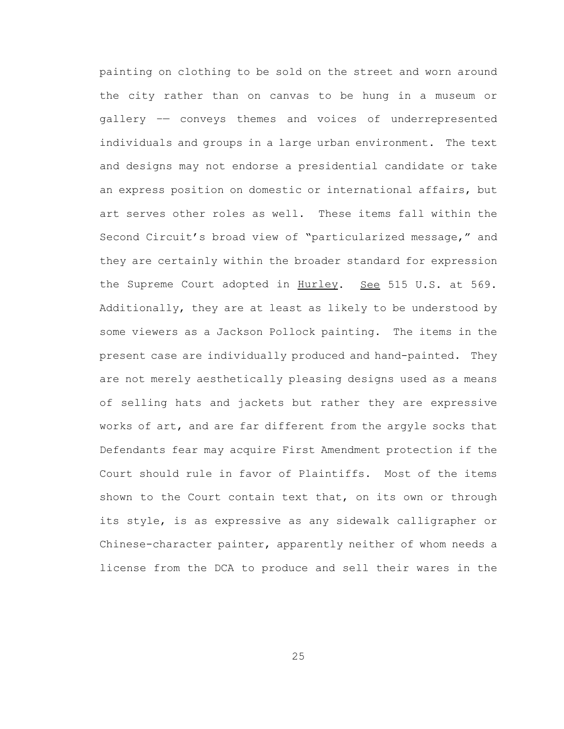painting on clothing to be sold on the street and worn around the city rather than on canvas to be hung in a museum or gallery –— conveys themes and voices of underrepresented individuals and groups in a large urban environment. The text and designs may not endorse a presidential candidate or take an express position on domestic or international affairs, but art serves other roles as well. These items fall within the Second Circuit's broad view of "particularized message," and they are certainly within the broader standard for expression the Supreme Court adopted in Hurley. See 515 U.S. at 569. Additionally, they are at least as likely to be understood by some viewers as a Jackson Pollock painting. The items in the present case are individually produced and hand-painted. They are not merely aesthetically pleasing designs used as a means of selling hats and jackets but rather they are expressive works of art, and are far different from the argyle socks that Defendants fear may acquire First Amendment protection if the Court should rule in favor of Plaintiffs. Most of the items shown to the Court contain text that, on its own or through its style, is as expressive as any sidewalk calligrapher or Chinese-character painter, apparently neither of whom needs a license from the DCA to produce and sell their wares in the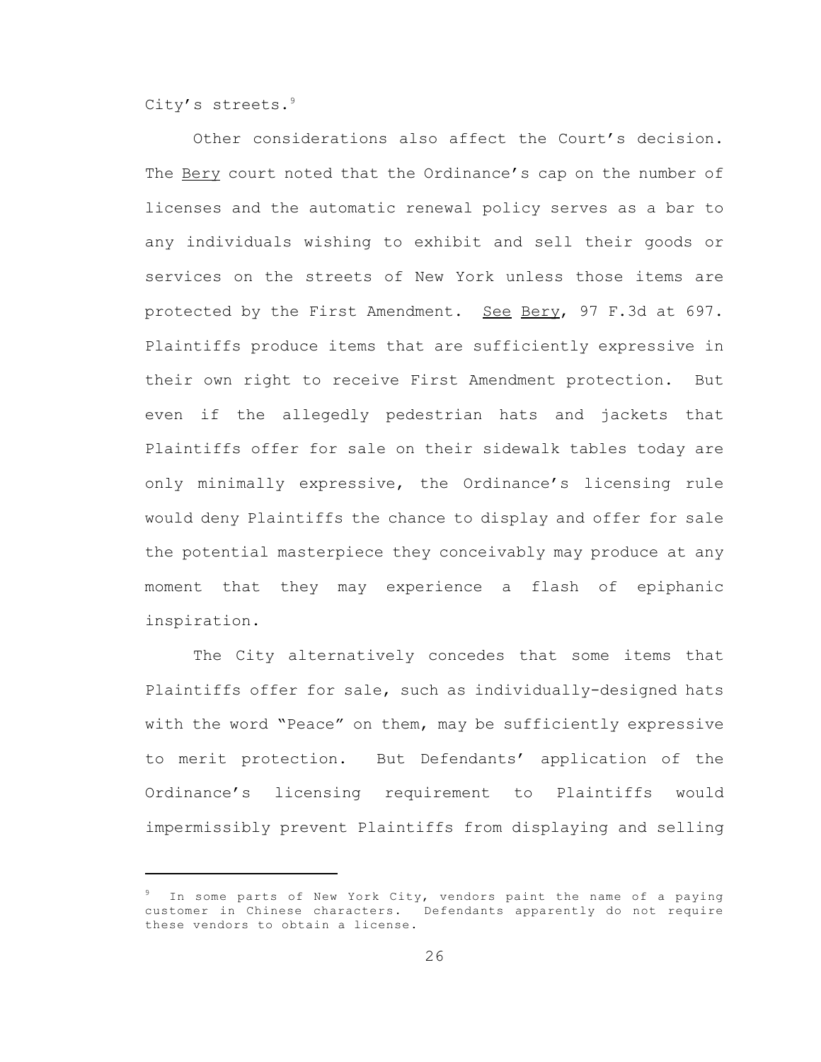City's streets.[9]

Other considerations also affect the Court's decision. The Bery court noted that the Ordinance's cap on the number of licenses and the automatic renewal policy serves as a bar to any individuals wishing to exhibit and sell their goods or services on the streets of New York unless those items are protected by the First Amendment. See Bery, 97 F.3d at 697. Plaintiffs produce items that are sufficiently expressive in their own right to receive First Amendment protection. But even if the allegedly pedestrian hats and jackets that Plaintiffs offer for sale on their sidewalk tables today are only minimally expressive, the Ordinance's licensing rule would deny Plaintiffs the chance to display and offer for sale the potential masterpiece they conceivably may produce at any moment that they may experience a flash of epiphanic inspiration.

The City alternatively concedes that some items that Plaintiffs offer for sale, such as individually-designed hats with the word "Peace" on them, may be sufficiently expressive to merit protection. But Defendants' application of the Ordinance's licensing requirement to Plaintiffs would impermissibly prevent Plaintiffs from displaying and selling

---

[9] In some parts of New York City, vendors paint the name of a paying customer in Chinese characters. Defendants apparently do not require these vendors to obtain a license.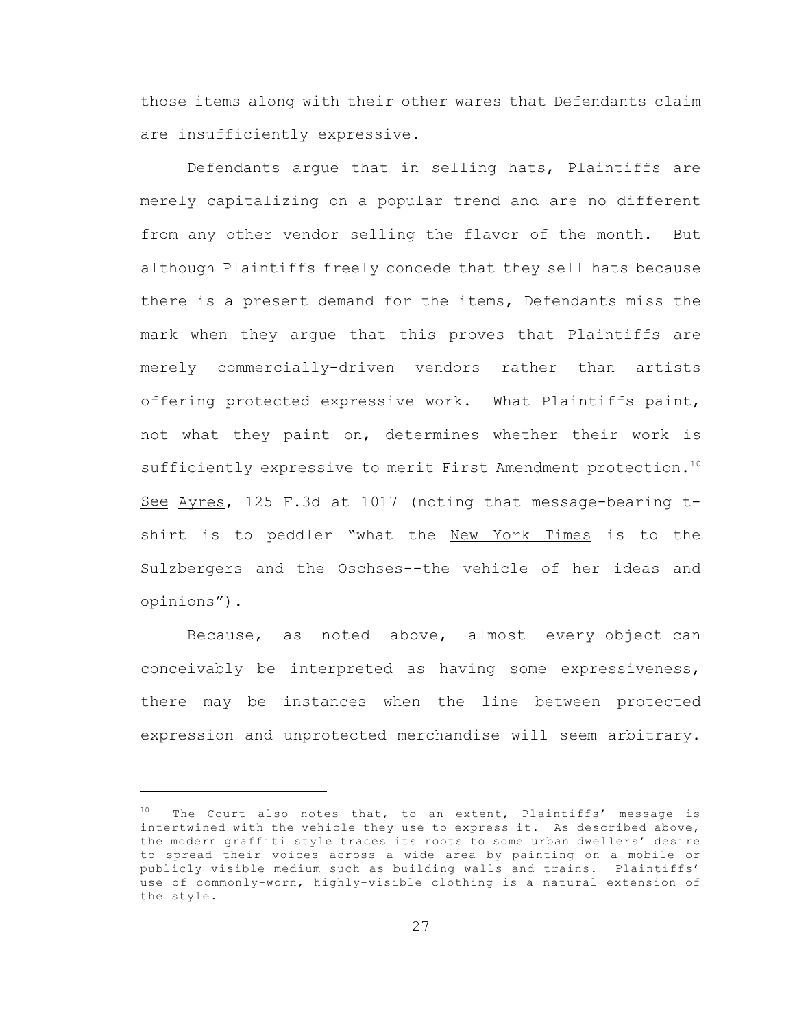those items along with their other wares that Defendants claim are insufficiently expressive.

Defendants argue that in selling hats, Plaintiffs are merely capitalizing on a popular trend and are no different from any other vendor selling the flavor of the month. But although Plaintiffs freely concede that they sell hats because there is a present demand for the items, Defendants miss the mark when they argue that this proves that Plaintiffs are merely commercially-driven vendors rather than artists offering protected expressive work. What Plaintiffs paint, not what they paint on, determines whether their work is sufficiently expressive to merit First Amendment protection.[10] See Ayres, 125 F.3d at 1017 (noting that message-bearing t-shirt is to peddler "what the New York Times is to the Sulzbergers and the Oschses--the vehicle of her ideas and opinions").

Because, as noted above, almost every object can conceivably be interpreted as having some expressiveness, there may be instances when the line between protected expression and unprotected merchandise will seem arbitrary.

---

[10] The Court also notes that, to an extent, Plaintiffs' message is intertwined with the vehicle they use to express it. As described above, the modern graffiti style traces its roots to some urban dwellers' desire to spread their voices across a wide area by painting on a mobile or publicly visible medium such as building walls and trains. Plaintiffs' use of commonly-worn, highly-visible clothing is a natural extension of the style.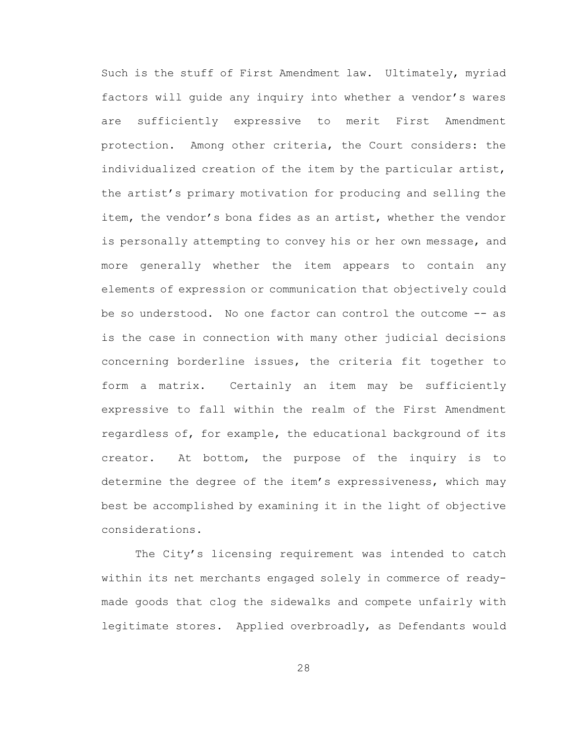Such is the stuff of First Amendment law. Ultimately, myriad factors will guide any inquiry into whether a vendor's wares are sufficiently expressive to merit First Amendment protection. Among other criteria, the Court considers: the individualized creation of the item by the particular artist, the artist's primary motivation for producing and selling the item, the vendor's bona fides as an artist, whether the vendor is personally attempting to convey his or her own message, and more generally whether the item appears to contain any elements of expression or communication that objectively could be so understood. No one factor can control the outcome -- as is the case in connection with many other judicial decisions concerning borderline issues, the criteria fit together to form a matrix. Certainly an item may be sufficiently expressive to fall within the realm of the First Amendment regardless of, for example, the educational background of its creator. At bottom, the purpose of the inquiry is to determine the degree of the item's expressiveness, which may best be accomplished by examining it in the light of objective considerations.

The City's licensing requirement was intended to catch within its net merchants engaged solely in commerce of ready-made goods that clog the sidewalks and compete unfairly with legitimate stores. Applied overbroadly, as Defendants would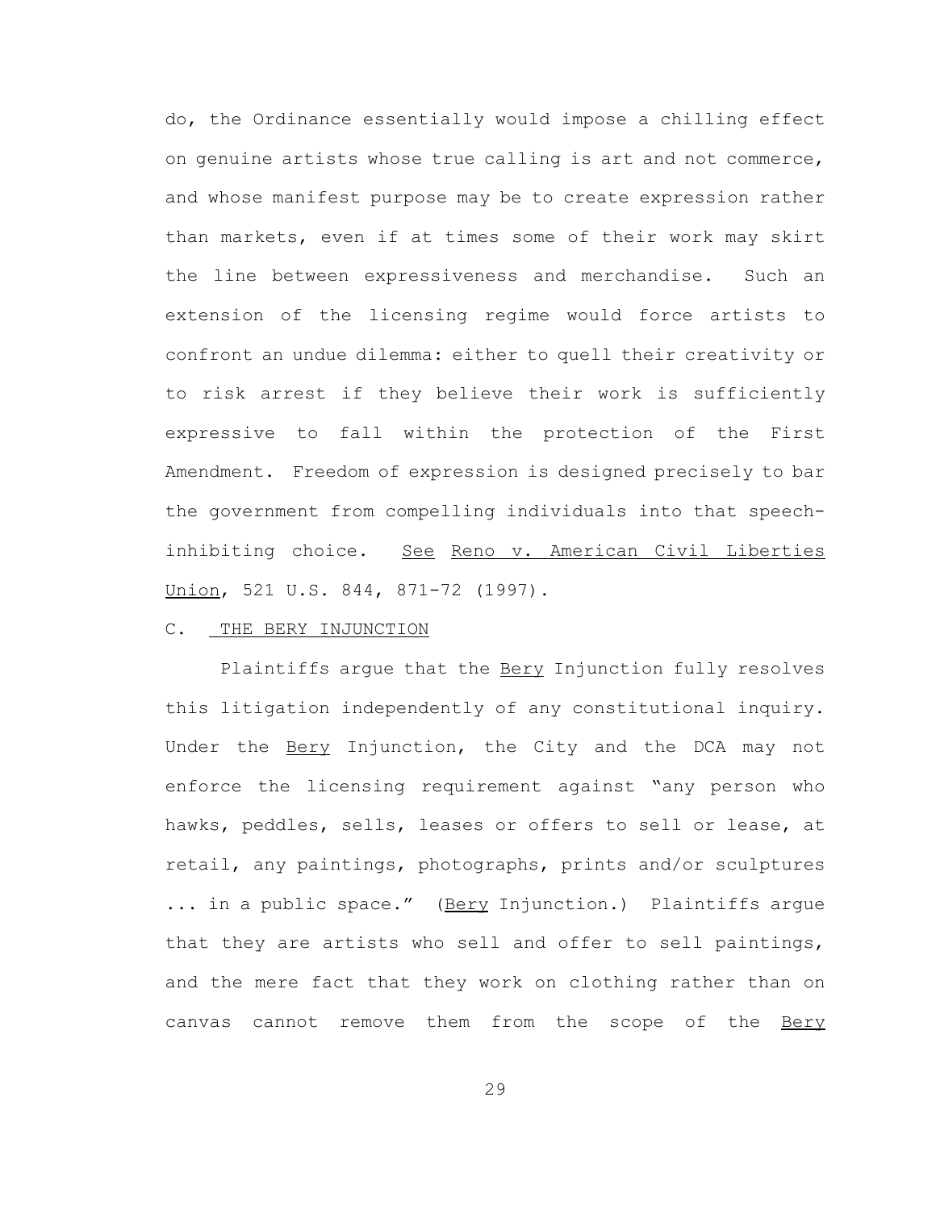do, the Ordinance essentially would impose a chilling effect on genuine artists whose true calling is art and not commerce, and whose manifest purpose may be to create expression rather than markets, even if at times some of their work may skirt the line between expressiveness and merchandise. Such an extension of the licensing regime would force artists to confront an undue dilemma: either to quell their creativity or to risk arrest if they believe their work is sufficiently expressive to fall within the protection of the First Amendment. Freedom of expression is designed precisely to bar the government from compelling individuals into that speech-inhibiting choice. See Reno v. American Civil Liberties Union, 521 U.S. 844, 871-72 (1997).

C. THE BERY INJUNCTION

Plaintiffs argue that the Bery Injunction fully resolves this litigation independently of any constitutional inquiry. Under the Bery Injunction, the City and the DCA may not enforce the licensing requirement against "any person who hawks, peddles, sells, leases or offers to sell or lease, at retail, any paintings, photographs, prints and/or sculptures ... in a public space." (Bery Injunction.) Plaintiffs argue that they are artists who sell and offer to sell paintings, and the mere fact that they work on clothing rather than on canvas cannot remove them from the scope of the Bery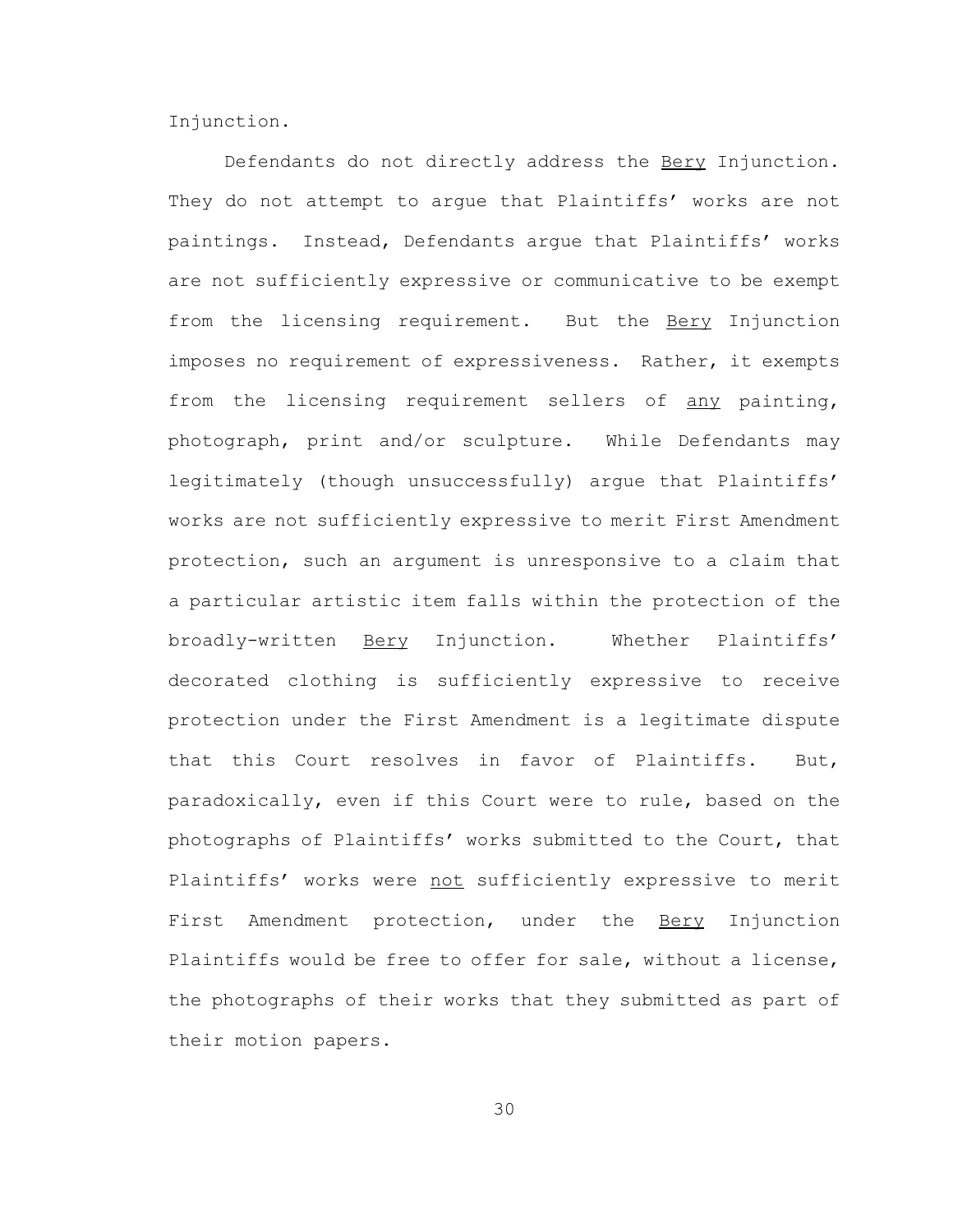Injunction.

Defendants do not directly address the Bery Injunction. They do not attempt to argue that Plaintiffs' works are not paintings. Instead, Defendants argue that Plaintiffs' works are not sufficiently expressive or communicative to be exempt from the licensing requirement. But the Bery Injunction imposes no requirement of expressiveness. Rather, it exempts from the licensing requirement sellers of any painting, photograph, print and/or sculpture. While Defendants may legitimately (though unsuccessfully) argue that Plaintiffs' works are not sufficiently expressive to merit First Amendment protection, such an argument is unresponsive to a claim that a particular artistic item falls within the protection of the broadly-written Bery Injunction. Whether Plaintiffs' decorated clothing is sufficiently expressive to receive protection under the First Amendment is a legitimate dispute that this Court resolves in favor of Plaintiffs. But, paradoxically, even if this Court were to rule, based on the photographs of Plaintiffs' works submitted to the Court, that Plaintiffs' works were not sufficiently expressive to merit First Amendment protection, under the Bery Injunction Plaintiffs would be free to offer for sale, without a license, the photographs of their works that they submitted as part of their motion papers.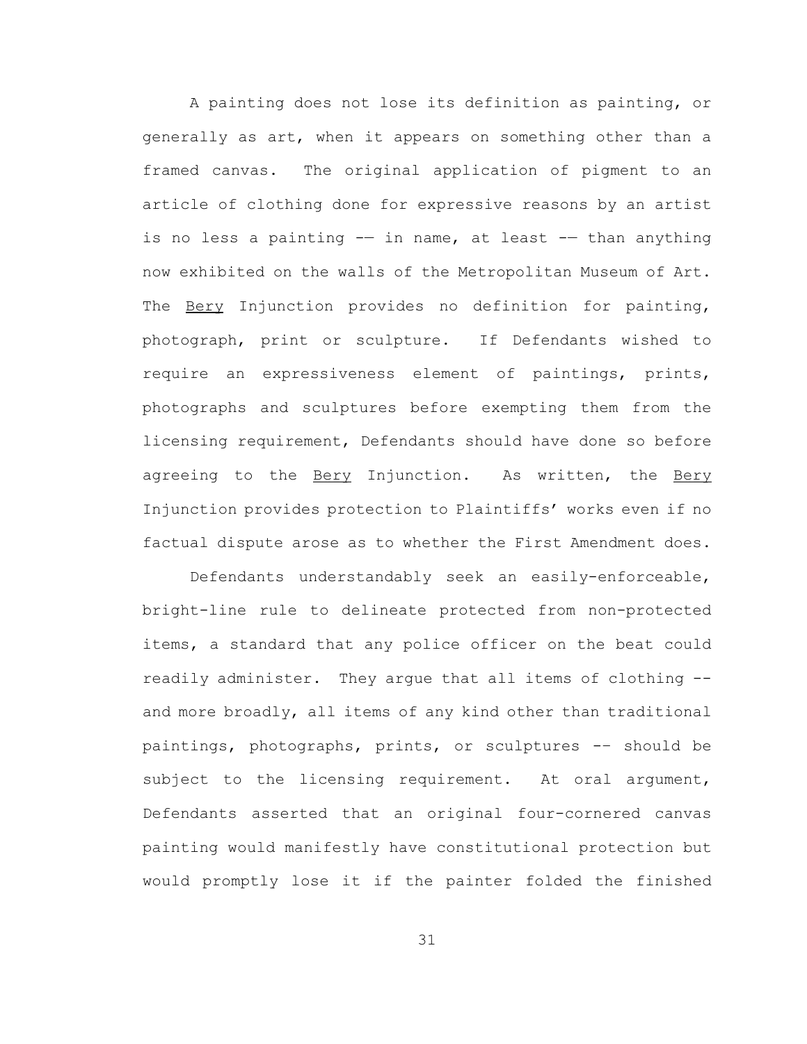A painting does not lose its definition as painting, or generally as art, when it appears on something other than a framed canvas. The original application of pigment to an article of clothing done for expressive reasons by an artist is no less a painting –— in name, at least –— than anything now exhibited on the walls of the Metropolitan Museum of Art. The <u>Bery</u> Injunction provides no definition for painting, photograph, print or sculpture. If Defendants wished to require an expressiveness element of paintings, prints, photographs and sculptures before exempting them from the licensing requirement, Defendants should have done so before agreeing to the <u>Bery</u> Injunction. As written, the <u>Bery</u> Injunction provides protection to Plaintiffs' works even if no factual dispute arose as to whether the First Amendment does.

Defendants understandably seek an easily-enforceable, bright-line rule to delineate protected from non-protected items, a standard that any police officer on the beat could readily administer. They argue that all items of clothing -- and more broadly, all items of any kind other than traditional paintings, photographs, prints, or sculptures -– should be subject to the licensing requirement. At oral argument, Defendants asserted that an original four-cornered canvas painting would manifestly have constitutional protection but would promptly lose it if the painter folded the finished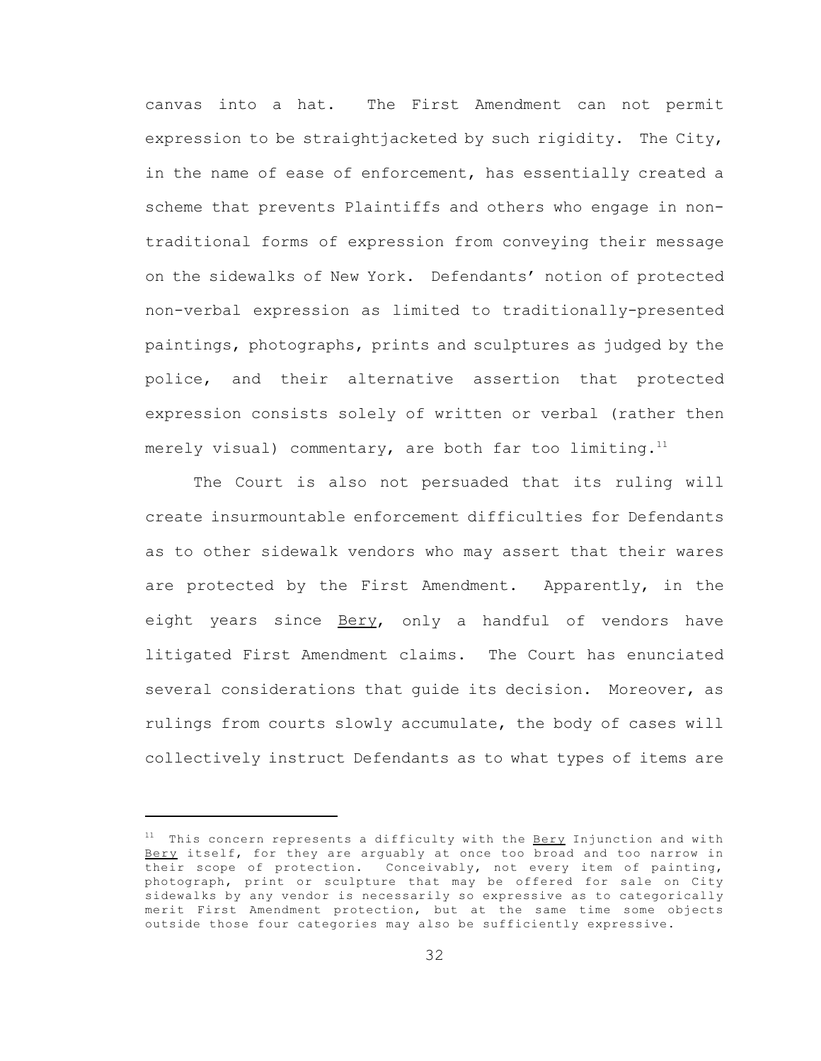canvas into a hat. The First Amendment can not permit expression to be straightjacketed by such rigidity. The City, in the name of ease of enforcement, has essentially created a scheme that prevents Plaintiffs and others who engage in non-traditional forms of expression from conveying their message on the sidewalks of New York. Defendants' notion of protected non-verbal expression as limited to traditionally-presented paintings, photographs, prints and sculptures as judged by the police, and their alternative assertion that protected expression consists solely of written or verbal (rather then merely visual) commentary, are both far too limiting.[11]

The Court is also not persuaded that its ruling will create insurmountable enforcement difficulties for Defendants as to other sidewalk vendors who may assert that their wares are protected by the First Amendment. Apparently, in the eight years since Bery, only a handful of vendors have litigated First Amendment claims. The Court has enunciated several considerations that guide its decision. Moreover, as rulings from courts slowly accumulate, the body of cases will collectively instruct Defendants as to what types of items are

---

[11] This concern represents a difficulty with the Bery Injunction and with Bery itself, for they are arguably at once too broad and too narrow in their scope of protection. Conceivably, not every item of painting, photograph, print or sculpture that may be offered for sale on City sidewalks by any vendor is necessarily so expressive as to categorically merit First Amendment protection, but at the same time some objects outside those four categories may also be sufficiently expressive.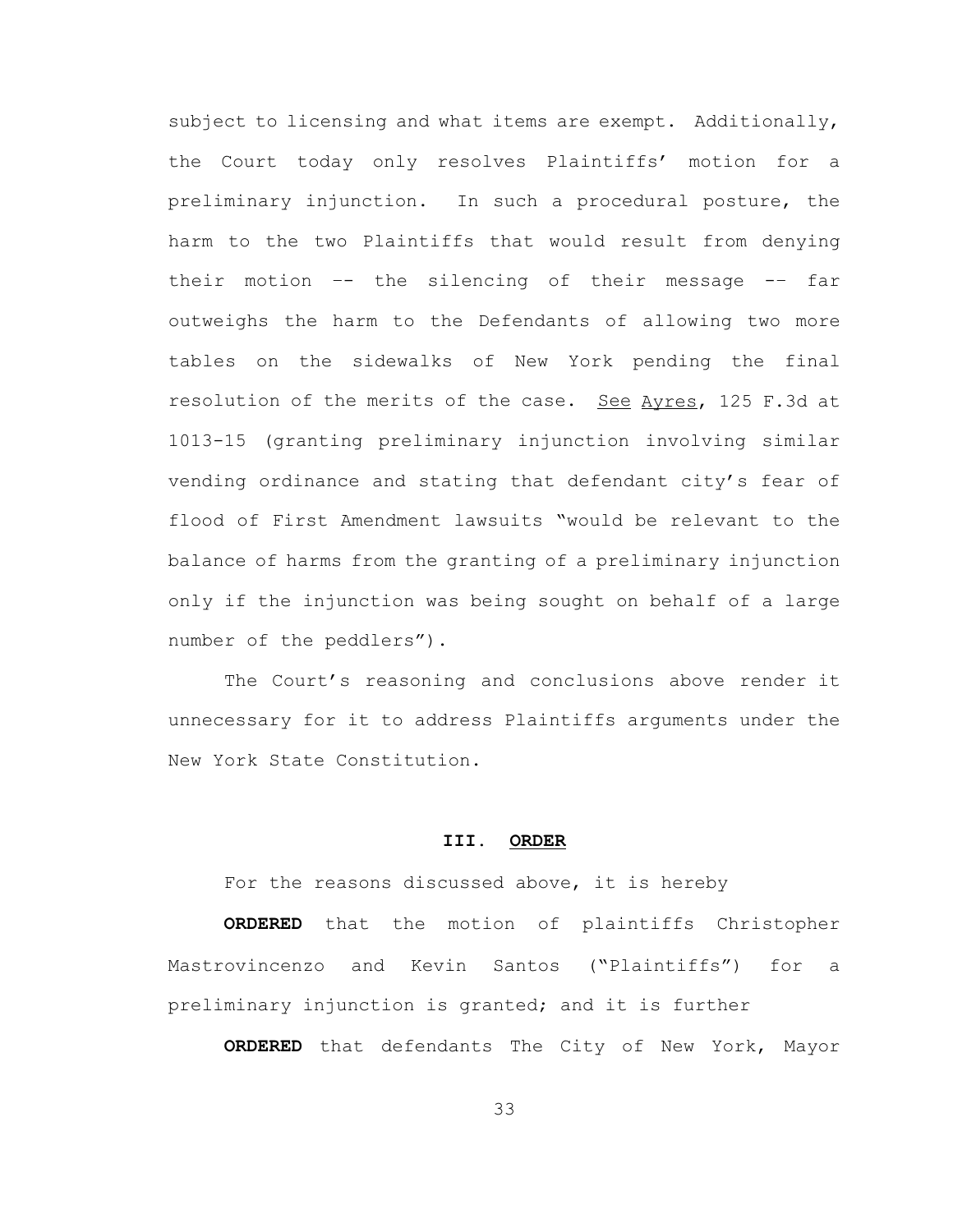subject to licensing and what items are exempt. Additionally, the Court today only resolves Plaintiffs' motion for a preliminary injunction. In such a procedural posture, the harm to the two Plaintiffs that would result from denying their motion -- the silencing of their message -- far outweighs the harm to the Defendants of allowing two more tables on the sidewalks of New York pending the final resolution of the merits of the case. See Ayres, 125 F.3d at 1013-15 (granting preliminary injunction involving similar vending ordinance and stating that defendant city's fear of flood of First Amendment lawsuits "would be relevant to the balance of harms from the granting of a preliminary injunction only if the injunction was being sought on behalf of a large number of the peddlers").

The Court's reasoning and conclusions above render it unnecessary for it to address Plaintiffs arguments under the New York State Constitution.

## III. ORDER

For the reasons discussed above, it is hereby

**ORDERED** that the motion of plaintiffs Christopher Mastrovincenzo and Kevin Santos ("Plaintiffs") for a preliminary injunction is granted; and it is further

**ORDERED** that defendants The City of New York, Mayor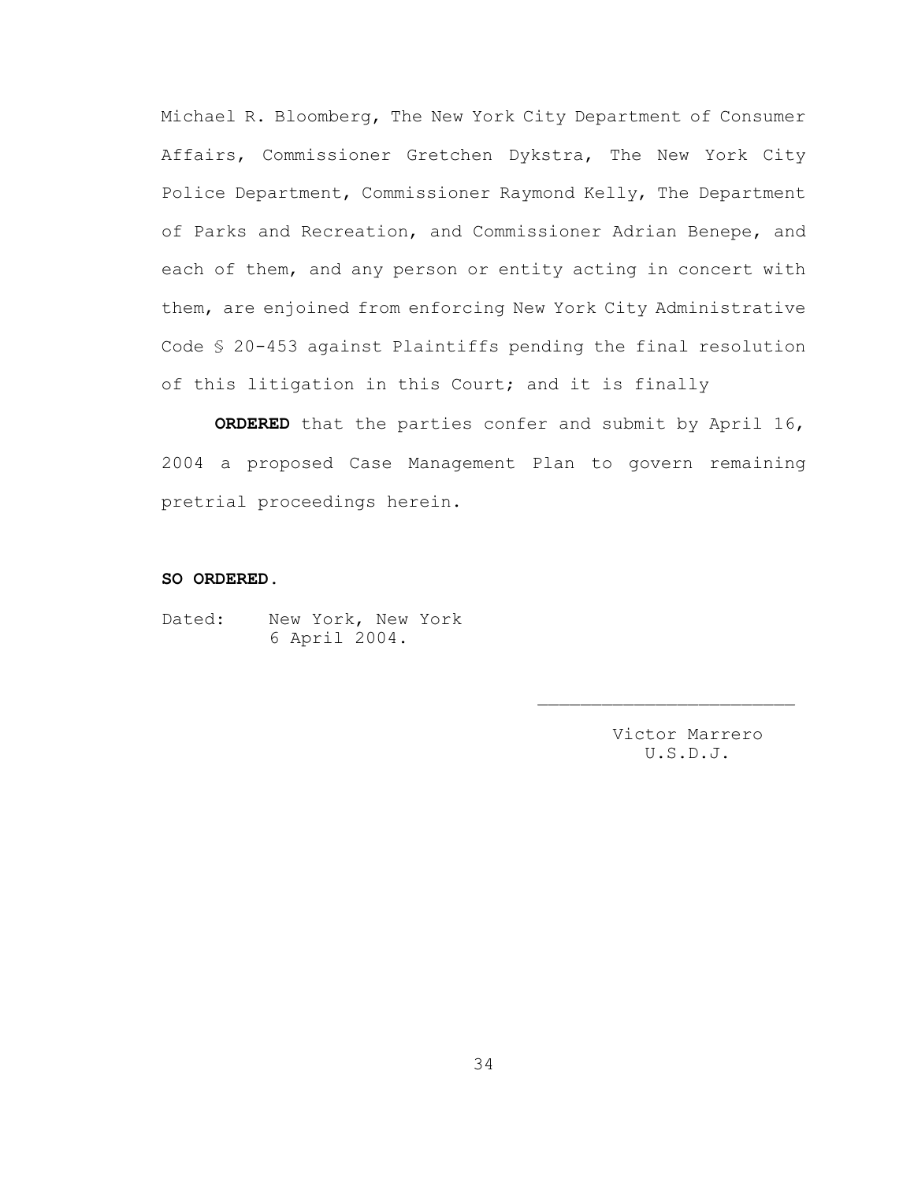Michael R. Bloomberg, The New York City Department of Consumer Affairs, Commissioner Gretchen Dykstra, The New York City Police Department, Commissioner Raymond Kelly, The Department of Parks and Recreation, and Commissioner Adrian Benepe, and each of them, and any person or entity acting in concert with them, are enjoined from enforcing New York City Administrative Code § 20-453 against Plaintiffs pending the final resolution of this litigation in this Court; and it is finally

**ORDERED** that the parties confer and submit by April 16, 2004 a proposed Case Management Plan to govern remaining pretrial proceedings herein.

**SO ORDERED.**

Dated: New York, New York
6 April 2004.

_________________________

Victor Marrero
U.S.D.J.